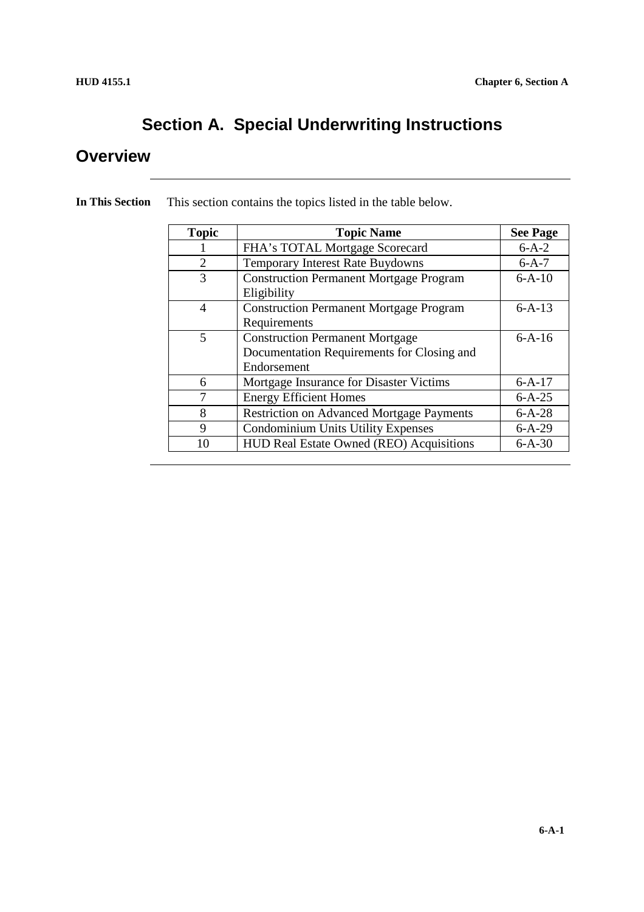# Section A. Special Underwriting Instructions

## Overview

**In This Section**

This section contains the topics listed in the table below.

| Topic | Topic Name | See Page |
|---|---|---|
| 1 | FHA's TOTAL Mortgage Scorecard | 6-A-2 |
| 2 | Temporary Interest Rate Buydowns | 6-A-7 |
| 3 | Construction Permanent Mortgage Program Eligibility | 6-A-10 |
| 4 | Construction Permanent Mortgage Program Requirements | 6-A-13 |
| 5 | Construction Permanent Mortgage Documentation Requirements for Closing and Endorsement | 6-A-16 |
| 6 | Mortgage Insurance for Disaster Victims | 6-A-17 |
| 7 | Energy Efficient Homes | 6-A-25 |
| 8 | Restriction on Advanced Mortgage Payments | 6-A-28 |
| 9 | Condominium Units Utility Expenses | 6-A-29 |
| 10 | HUD Real Estate Owned (REO) Acquisitions | 6-A-30 |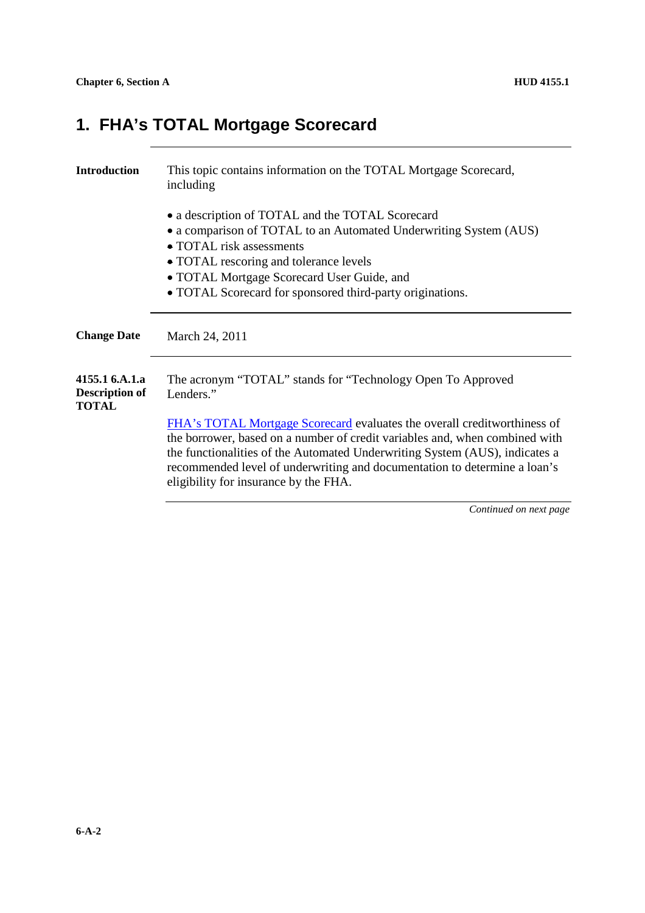# 1. FHA's TOTAL Mortgage Scorecard

**Introduction**

This topic contains information on the TOTAL Mortgage Scorecard, including

- a description of TOTAL and the TOTAL Scorecard
- a comparison of TOTAL to an Automated Underwriting System (AUS)
- TOTAL risk assessments
- TOTAL rescoring and tolerance levels
- TOTAL Mortgage Scorecard User Guide, and
- TOTAL Scorecard for sponsored third-party originations.

**Change Date**

March 24, 2011

**4155.1 6.A.1.a Description of TOTAL**

The acronym "TOTAL" stands for "Technology Open To Approved Lenders."

FHA's TOTAL Mortgage Scorecard evaluates the overall creditworthiness of the borrower, based on a number of credit variables and, when combined with the functionalities of the Automated Underwriting System (AUS), indicates a recommended level of underwriting and documentation to determine a loan's eligibility for insurance by the FHA.

*Continued on next page*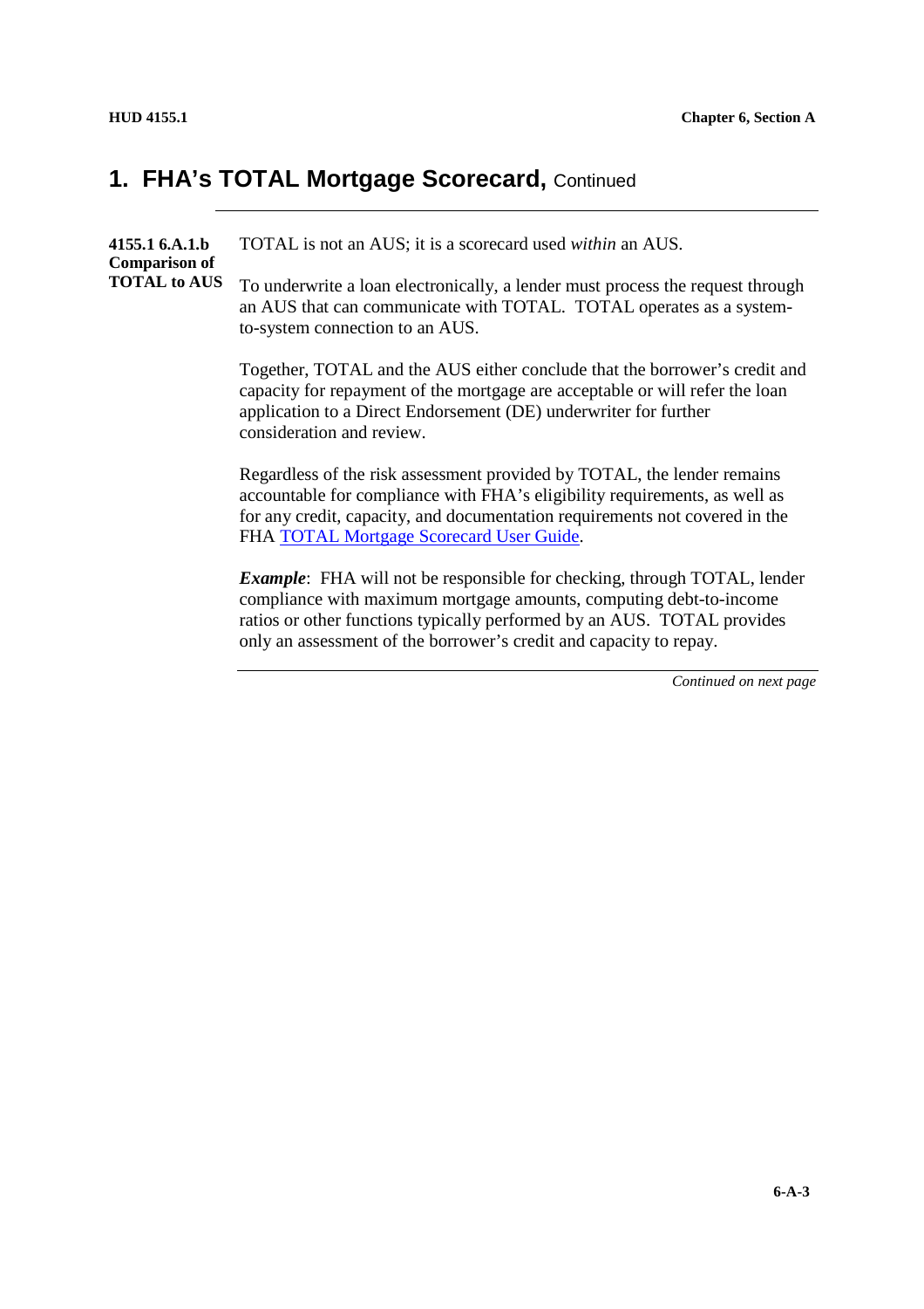## 1. FHA's TOTAL Mortgage Scorecard, Continued

**4155.1 6.A.1.b Comparison of TOTAL to AUS**

TOTAL is not an AUS; it is a scorecard used *within* an AUS.

To underwrite a loan electronically, a lender must process the request through an AUS that can communicate with TOTAL. TOTAL operates as a system-to-system connection to an AUS.

Together, TOTAL and the AUS either conclude that the borrower's credit and capacity for repayment of the mortgage are acceptable or will refer the loan application to a Direct Endorsement (DE) underwriter for further consideration and review.

Regardless of the risk assessment provided by TOTAL, the lender remains accountable for compliance with FHA's eligibility requirements, as well as for any credit, capacity, and documentation requirements not covered in the FHA TOTAL Mortgage Scorecard User Guide.

***Example***: FHA will not be responsible for checking, through TOTAL, lender compliance with maximum mortgage amounts, computing debt-to-income ratios or other functions typically performed by an AUS. TOTAL provides only an assessment of the borrower's credit and capacity to repay.

*Continued on next page*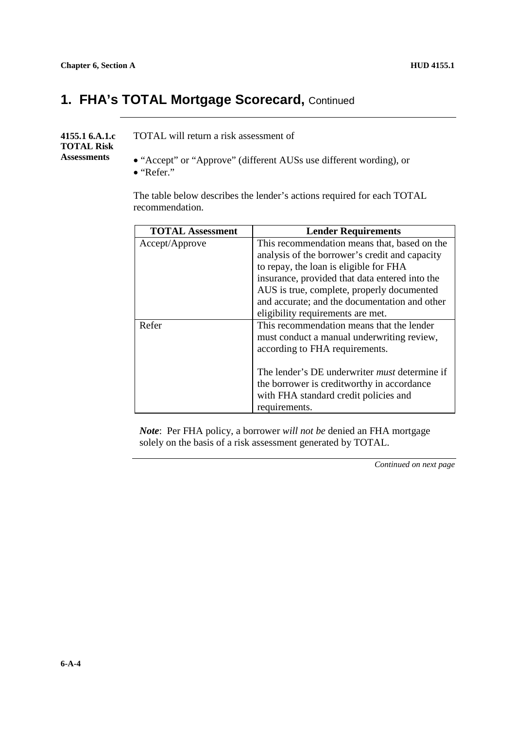# 1. FHA's TOTAL Mortgage Scorecard, Continued

**4155.1 6.A.1.c TOTAL Risk Assessments**

TOTAL will return a risk assessment of

- "Accept" or "Approve" (different AUSs use different wording), or
- "Refer."

The table below describes the lender's actions required for each TOTAL recommendation.

| TOTAL Assessment | Lender Requirements |
|---|---|
| Accept/Approve | This recommendation means that, based on the analysis of the borrower's credit and capacity to repay, the loan is eligible for FHA insurance, provided that data entered into the AUS is true, complete, properly documented and accurate; and the documentation and other eligibility requirements are met. |
| Refer | This recommendation means that the lender must conduct a manual underwriting review, according to FHA requirements.<br><br>The lender's DE underwriter *must* determine if the borrower is creditworthy in accordance with FHA standard credit policies and requirements. |

***Note***: Per FHA policy, a borrower *will not be* denied an FHA mortgage solely on the basis of a risk assessment generated by TOTAL.

*Continued on next page*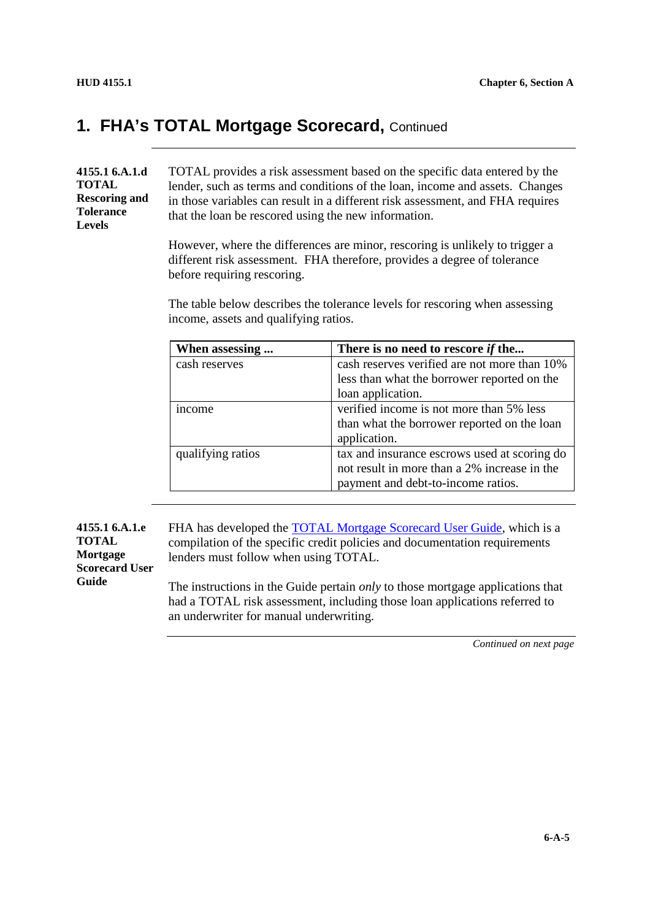# 1. FHA's TOTAL Mortgage Scorecard, Continued

**4155.1 6.A.1.d TOTAL Rescoring and Tolerance Levels**

TOTAL provides a risk assessment based on the specific data entered by the lender, such as terms and conditions of the loan, income and assets. Changes in those variables can result in a different risk assessment, and FHA requires that the loan be rescored using the new information.

However, where the differences are minor, rescoring is unlikely to trigger a different risk assessment. FHA therefore, provides a degree of tolerance before requiring rescoring.

The table below describes the tolerance levels for rescoring when assessing income, assets and qualifying ratios.

| When assessing ... | There is no need to rescore *if* the... |
| --- | --- |
| cash reserves | cash reserves verified are not more than 10% less than what the borrower reported on the loan application. |
| income | verified income is not more than 5% less than what the borrower reported on the loan application. |
| qualifying ratios | tax and insurance escrows used at scoring do not result in more than a 2% increase in the payment and debt-to-income ratios. |

**4155.1 6.A.1.e TOTAL Mortgage Scorecard User Guide**

FHA has developed the [TOTAL Mortgage Scorecard User Guide](), which is a compilation of the specific credit policies and documentation requirements lenders must follow when using TOTAL.

The instructions in the Guide pertain *only* to those mortgage applications that had a TOTAL risk assessment, including those loan applications referred to an underwriter for manual underwriting.

*Continued on next page*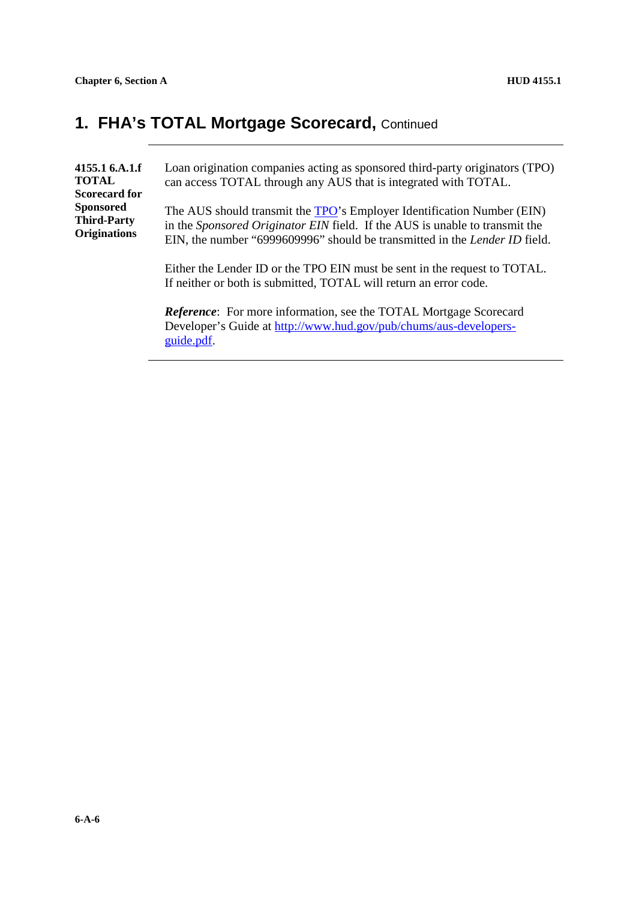# 1. FHA's TOTAL Mortgage Scorecard, Continued

**4155.1 6.A.1.f TOTAL Scorecard for Sponsored Third-Party Originations**

Loan origination companies acting as sponsored third-party originators (TPO) can access TOTAL through any AUS that is integrated with TOTAL.

The AUS should transmit the [TPO](TPO)'s Employer Identification Number (EIN) in the *Sponsored Originator EIN* field. If the AUS is unable to transmit the EIN, the number "6999609996" should be transmitted in the *Lender ID* field.

Either the Lender ID or the TPO EIN must be sent in the request to TOTAL. If neither or both is submitted, TOTAL will return an error code.

***Reference***: For more information, see the TOTAL Mortgage Scorecard Developer's Guide at [http://www.hud.gov/pub/chums/aus-developers-guide.pdf](http://www.hud.gov/pub/chums/aus-developers-guide.pdf).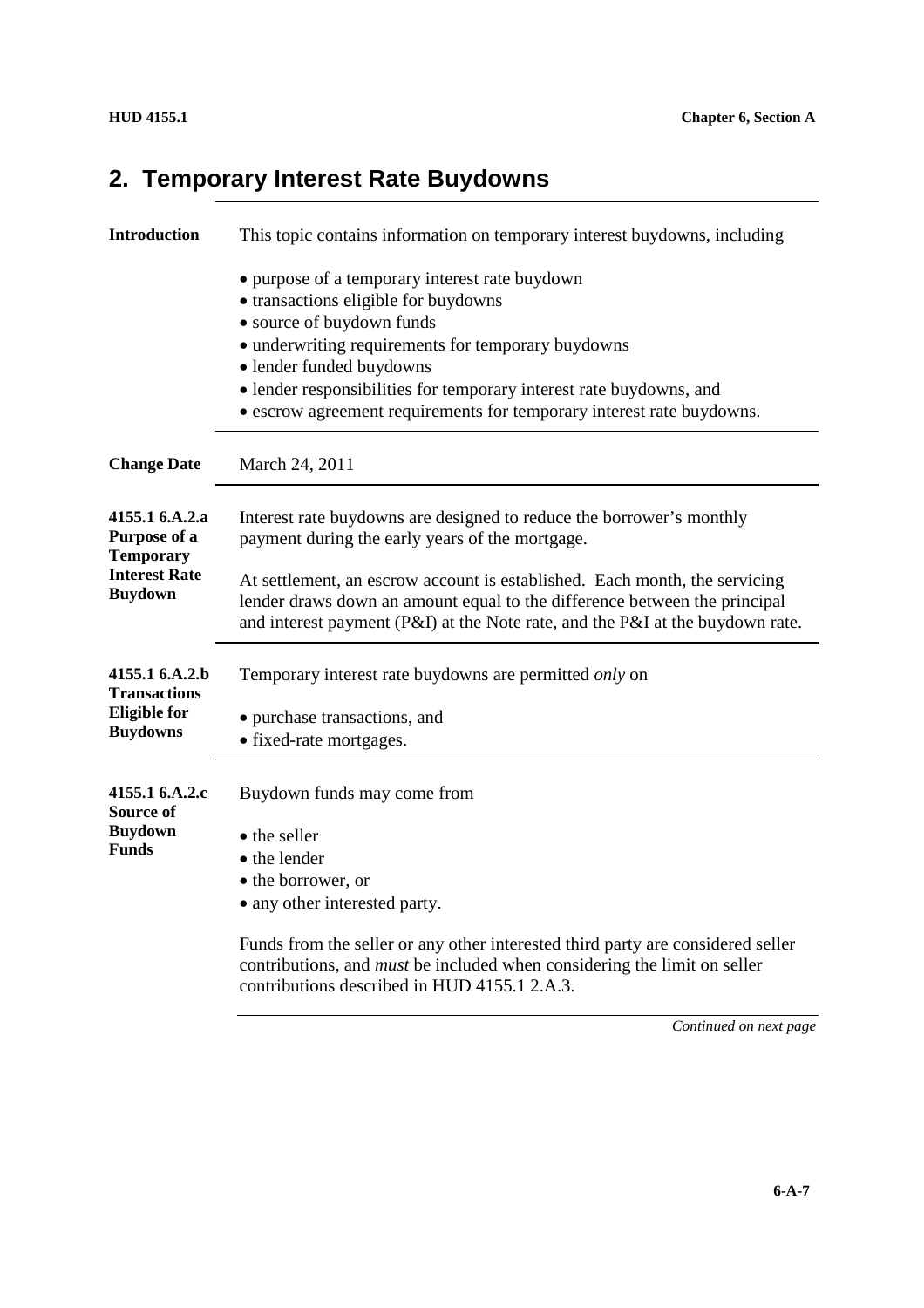## 2. Temporary Interest Rate Buydowns

**Introduction**

This topic contains information on temporary interest buydowns, including

- purpose of a temporary interest rate buydown
- transactions eligible for buydowns
- source of buydown funds
- underwriting requirements for temporary buydowns
- lender funded buydowns
- lender responsibilities for temporary interest rate buydowns, and
- escrow agreement requirements for temporary interest rate buydowns.

**Change Date**

March 24, 2011

**4155.1 6.A.2.a Purpose of a Temporary Interest Rate Buydown**

Interest rate buydowns are designed to reduce the borrower's monthly payment during the early years of the mortgage.

At settlement, an escrow account is established. Each month, the servicing lender draws down an amount equal to the difference between the principal and interest payment (P&I) at the Note rate, and the P&I at the buydown rate.

**4155.1 6.A.2.b Transactions Eligible for Buydowns**

Temporary interest rate buydowns are permitted *only* on

- purchase transactions, and
- fixed-rate mortgages.

**4155.1 6.A.2.c Source of Buydown Funds**

Buydown funds may come from

- the seller
- the lender
- the borrower, or
- any other interested party.

Funds from the seller or any other interested third party are considered seller contributions, and *must* be included when considering the limit on seller contributions described in HUD 4155.1 2.A.3.

*Continued on next page*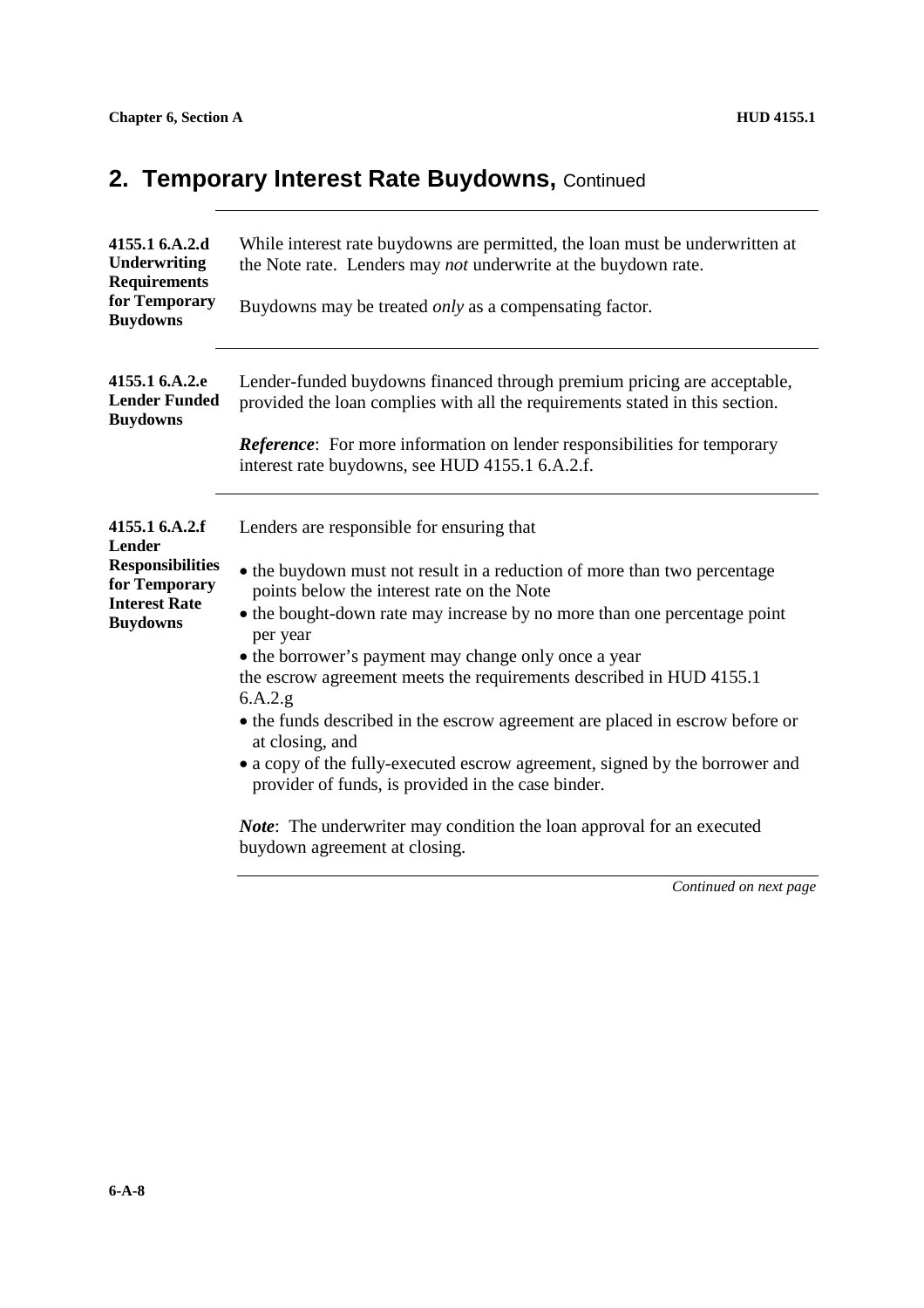## 2. Temporary Interest Rate Buydowns, Continued

**4155.1 6.A.2.d Underwriting Requirements for Temporary Buydowns**

While interest rate buydowns are permitted, the loan must be underwritten at the Note rate. Lenders may *not* underwrite at the buydown rate.

Buydowns may be treated *only* as a compensating factor.

**4155.1 6.A.2.e Lender Funded Buydowns**

Lender-funded buydowns financed through premium pricing are acceptable, provided the loan complies with all the requirements stated in this section.

***Reference***: For more information on lender responsibilities for temporary interest rate buydowns, see HUD 4155.1 6.A.2.f.

**4155.1 6.A.2.f Lender Responsibilities for Temporary Interest Rate Buydowns**

Lenders are responsible for ensuring that

- the buydown must not result in a reduction of more than two percentage points below the interest rate on the Note
- the bought-down rate may increase by no more than one percentage point per year
- the borrower's payment may change only once a year

the escrow agreement meets the requirements described in HUD 4155.1 6.A.2.g

- the funds described in the escrow agreement are placed in escrow before or at closing, and
- a copy of the fully-executed escrow agreement, signed by the borrower and provider of funds, is provided in the case binder.

***Note***: The underwriter may condition the loan approval for an executed buydown agreement at closing.

*Continued on next page*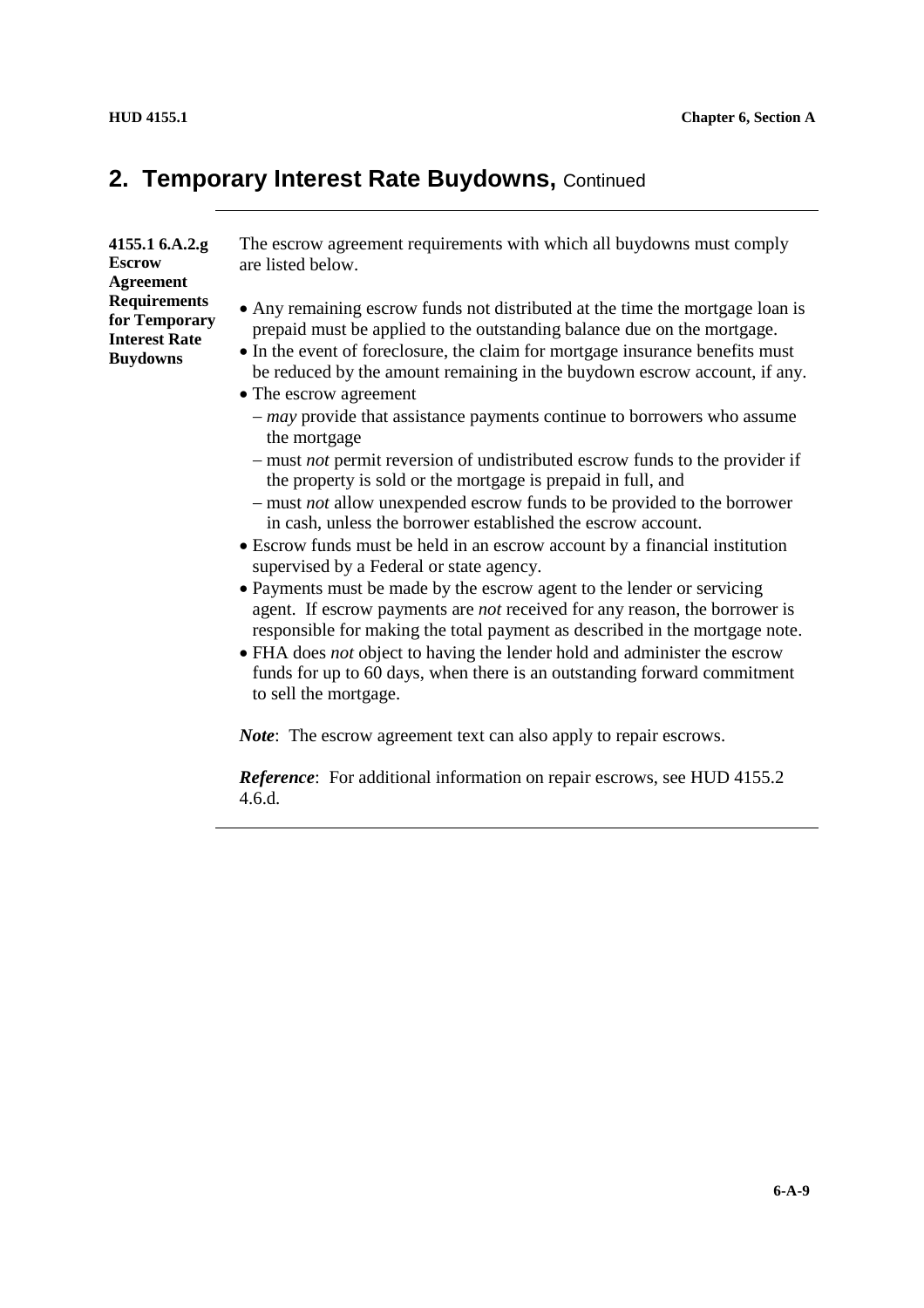## 2. Temporary Interest Rate Buydowns, Continued

**4155.1 6.A.2.g Escrow Agreement Requirements for Temporary Interest Rate Buydowns**

The escrow agreement requirements with which all buydowns must comply are listed below.

- Any remaining escrow funds not distributed at the time the mortgage loan is prepaid must be applied to the outstanding balance due on the mortgage.
- In the event of foreclosure, the claim for mortgage insurance benefits must be reduced by the amount remaining in the buydown escrow account, if any.
- The escrow agreement
  - *may* provide that assistance payments continue to borrowers who assume the mortgage
  - must *not* permit reversion of undistributed escrow funds to the provider if the property is sold or the mortgage is prepaid in full, and
  - must *not* allow unexpended escrow funds to be provided to the borrower in cash, unless the borrower established the escrow account.
- Escrow funds must be held in an escrow account by a financial institution supervised by a Federal or state agency.
- Payments must be made by the escrow agent to the lender or servicing agent. If escrow payments are *not* received for any reason, the borrower is responsible for making the total payment as described in the mortgage note.
- FHA does *not* object to having the lender hold and administer the escrow funds for up to 60 days, when there is an outstanding forward commitment to sell the mortgage.

***Note***: The escrow agreement text can also apply to repair escrows.

***Reference***: For additional information on repair escrows, see HUD 4155.2 4.6.d.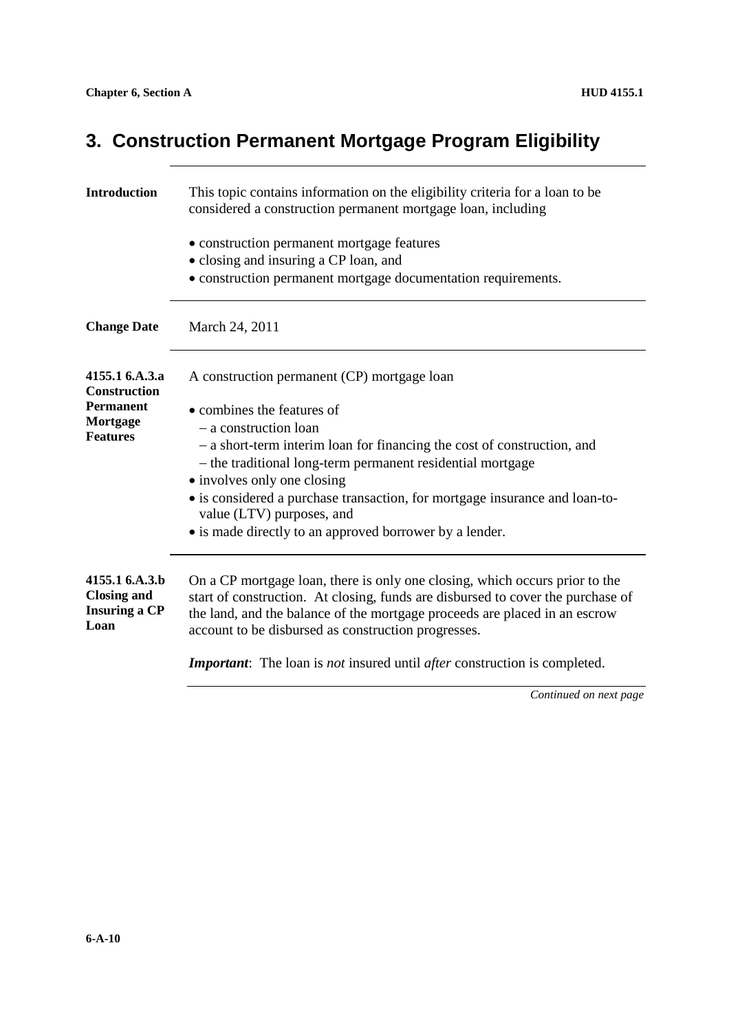# 3. Construction Permanent Mortgage Program Eligibility

**Introduction**

This topic contains information on the eligibility criteria for a loan to be considered a construction permanent mortgage loan, including

- construction permanent mortgage features
- closing and insuring a CP loan, and
- construction permanent mortgage documentation requirements.

**Change Date**

March 24, 2011

**4155.1 6.A.3.a Construction Permanent Mortgage Features**

A construction permanent (CP) mortgage loan

- combines the features of
  - a construction loan
  - a short-term interim loan for financing the cost of construction, and
  - the traditional long-term permanent residential mortgage
- involves only one closing
- is considered a purchase transaction, for mortgage insurance and loan-to-value (LTV) purposes, and
- is made directly to an approved borrower by a lender.

**4155.1 6.A.3.b Closing and Insuring a CP Loan**

On a CP mortgage loan, there is only one closing, which occurs prior to the start of construction. At closing, funds are disbursed to cover the purchase of the land, and the balance of the mortgage proceeds are placed in an escrow account to be disbursed as construction progresses.

***Important***: The loan is *not* insured until *after* construction is completed.

*Continued on next page*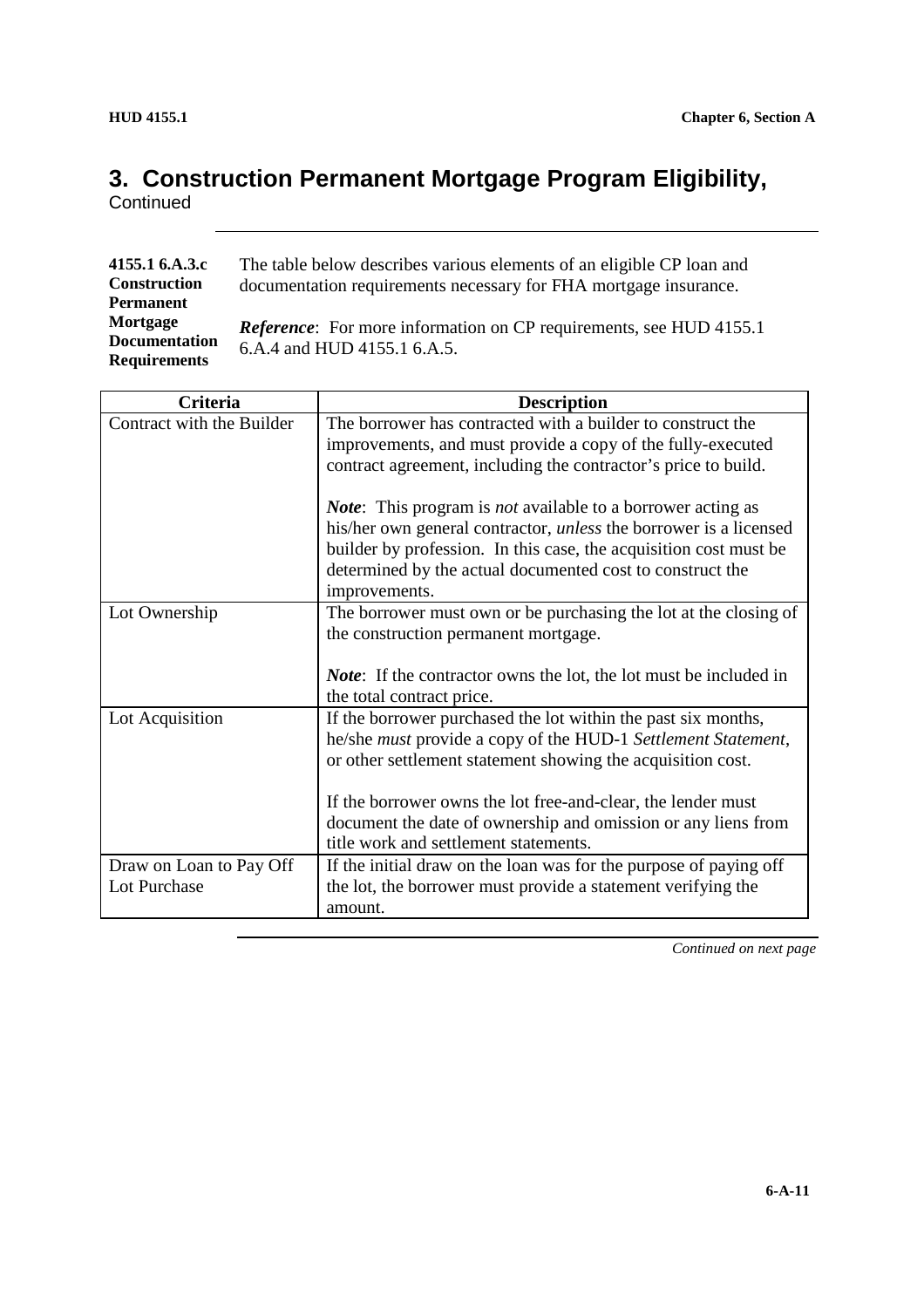# 3. Construction Permanent Mortgage Program Eligibility, Continued

**4155.1 6.A.3.c Construction Permanent Mortgage Documentation Requirements**

The table below describes various elements of an eligible CP loan and documentation requirements necessary for FHA mortgage insurance.

***Reference***: For more information on CP requirements, see HUD 4155.1 6.A.4 and HUD 4155.1 6.A.5.

| Criteria | Description |
|---|---|
| Contract with the Builder | The borrower has contracted with a builder to construct the improvements, and must provide a copy of the fully-executed contract agreement, including the contractor's price to build.<br><br>***Note***: This program is *not* available to a borrower acting as his/her own general contractor, *unless* the borrower is a licensed builder by profession. In this case, the acquisition cost must be determined by the actual documented cost to construct the improvements. |
| Lot Ownership | The borrower must own or be purchasing the lot at the closing of the construction permanent mortgage.<br><br>***Note***: If the contractor owns the lot, the lot must be included in the total contract price. |
| Lot Acquisition | If the borrower purchased the lot within the past six months, he/she *must* provide a copy of the HUD-1 *Settlement Statement*, or other settlement statement showing the acquisition cost.<br><br>If the borrower owns the lot free-and-clear, the lender must document the date of ownership and omission or any liens from title work and settlement statements. |
| Draw on Loan to Pay Off Lot Purchase | If the initial draw on the loan was for the purpose of paying off the lot, the borrower must provide a statement verifying the amount. |

*Continued on next page*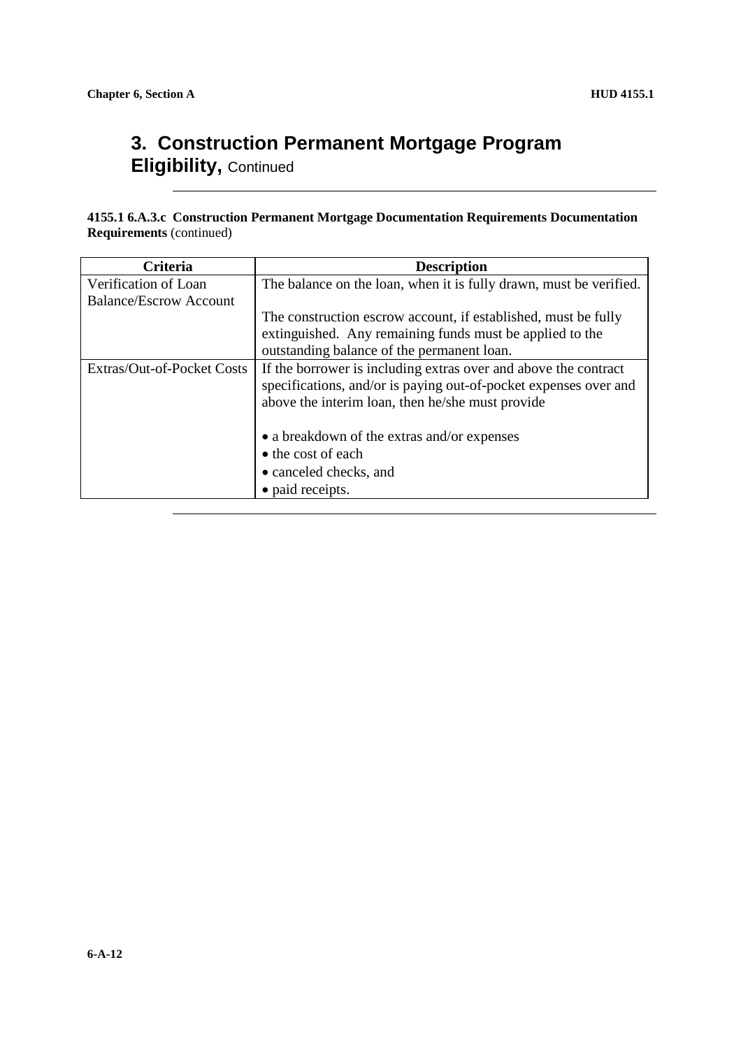## 3. Construction Permanent Mortgage Program Eligibility, Continued

**4155.1 6.A.3.c Construction Permanent Mortgage Documentation Requirements Documentation Requirements** (continued)

| Criteria | Description |
|---|---|
| Verification of Loan Balance/Escrow Account | The balance on the loan, when it is fully drawn, must be verified.<br><br>The construction escrow account, if established, must be fully extinguished. Any remaining funds must be applied to the outstanding balance of the permanent loan. |
| Extras/Out-of-Pocket Costs | If the borrower is including extras over and above the contract specifications, and/or is paying out-of-pocket expenses over and above the interim loan, then he/she must provide<br><br>• a breakdown of the extras and/or expenses<br>• the cost of each<br>• canceled checks, and<br>• paid receipts. |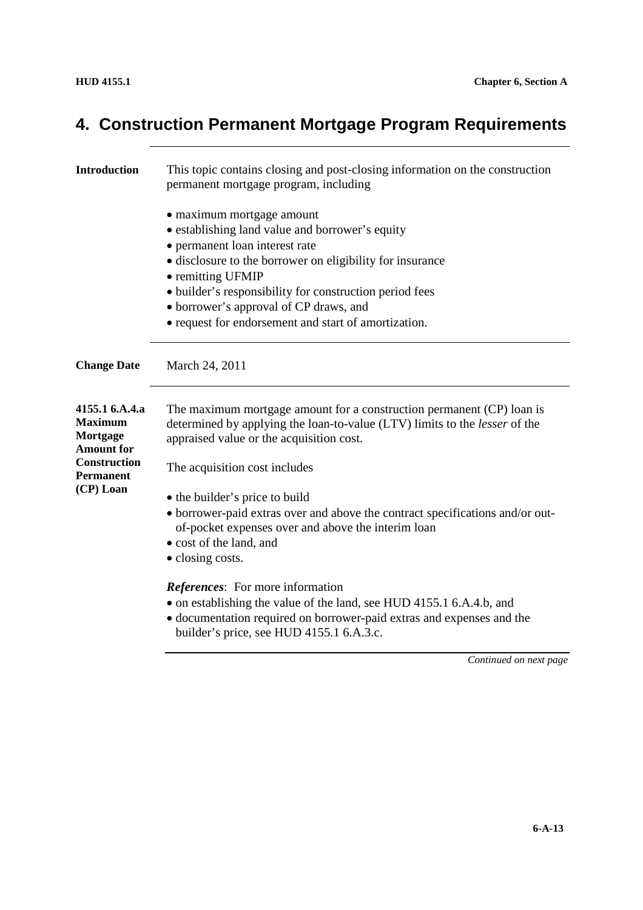# 4. Construction Permanent Mortgage Program Requirements

**Introduction**

This topic contains closing and post-closing information on the construction permanent mortgage program, including

- maximum mortgage amount
- establishing land value and borrower's equity
- permanent loan interest rate
- disclosure to the borrower on eligibility for insurance
- remitting UFMIP
- builder's responsibility for construction period fees
- borrower's approval of CP draws, and
- request for endorsement and start of amortization.

**Change Date**

March 24, 2011

**4155.1 6.A.4.a Maximum Mortgage Amount for Construction Permanent (CP) Loan**

The maximum mortgage amount for a construction permanent (CP) loan is determined by applying the loan-to-value (LTV) limits to the *lesser* of the appraised value or the acquisition cost.

The acquisition cost includes

- the builder's price to build
- borrower-paid extras over and above the contract specifications and/or out-of-pocket expenses over and above the interim loan
- cost of the land, and
- closing costs.

***References***: For more information

- on establishing the value of the land, see HUD 4155.1 6.A.4.b, and
- documentation required on borrower-paid extras and expenses and the builder's price, see HUD 4155.1 6.A.3.c.

*Continued on next page*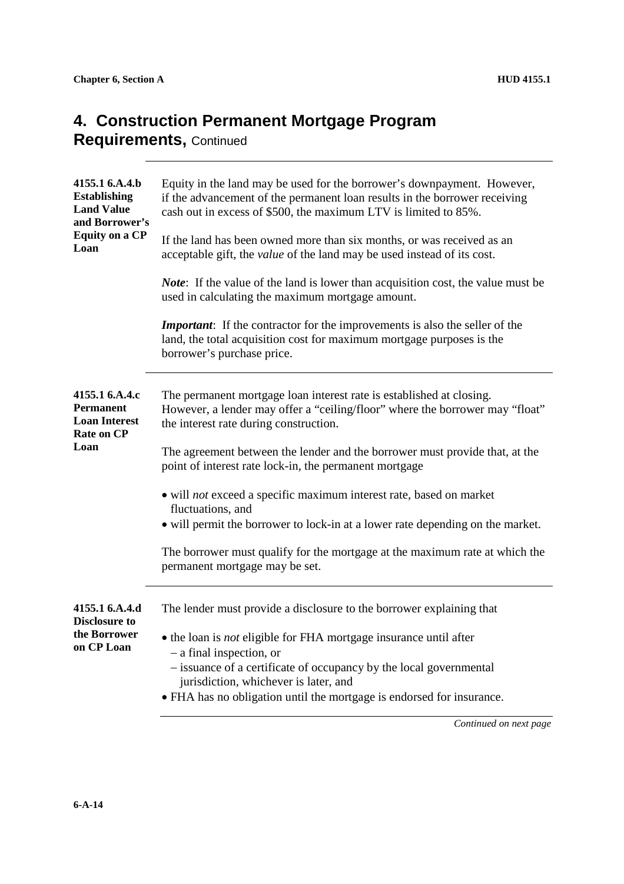## 4. Construction Permanent Mortgage Program Requirements, Continued

**4155.1 6.A.4.b Establishing Land Value and Borrower's Equity on a CP Loan**

Equity in the land may be used for the borrower's downpayment. However, if the advancement of the permanent loan results in the borrower receiving cash out in excess of $500, the maximum LTV is limited to 85%.

If the land has been owned more than six months, or was received as an acceptable gift, the *value* of the land may be used instead of its cost.

***Note***: If the value of the land is lower than acquisition cost, the value must be used in calculating the maximum mortgage amount.

***Important***: If the contractor for the improvements is also the seller of the land, the total acquisition cost for maximum mortgage purposes is the borrower's purchase price.

---

**4155.1 6.A.4.c Permanent Loan Interest Rate on CP Loan**

The permanent mortgage loan interest rate is established at closing. However, a lender may offer a "ceiling/floor" where the borrower may "float" the interest rate during construction.

The agreement between the lender and the borrower must provide that, at the point of interest rate lock-in, the permanent mortgage

- will *not* exceed a specific maximum interest rate, based on market fluctuations, and
- will permit the borrower to lock-in at a lower rate depending on the market.

The borrower must qualify for the mortgage at the maximum rate at which the permanent mortgage may be set.

---

**4155.1 6.A.4.d Disclosure to the Borrower on CP Loan**

The lender must provide a disclosure to the borrower explaining that

- the loan is *not* eligible for FHA mortgage insurance until after
  - a final inspection, or
  - issuance of a certificate of occupancy by the local governmental jurisdiction, whichever is later, and
- FHA has no obligation until the mortgage is endorsed for insurance.

*Continued on next page*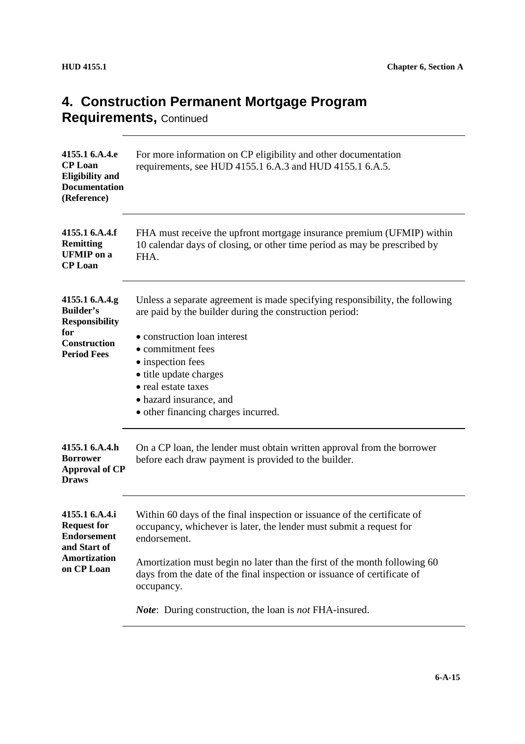# 4. Construction Permanent Mortgage Program Requirements, Continued

**4155.1 6.A.4.e CP Loan Eligibility and Documentation (Reference)**

For more information on CP eligibility and other documentation requirements, see HUD 4155.1 6.A.3 and HUD 4155.1 6.A.5.

**4155.1 6.A.4.f Remitting UFMIP on a CP Loan**

FHA must receive the upfront mortgage insurance premium (UFMIP) within 10 calendar days of closing, or other time period as may be prescribed by FHA.

**4155.1 6.A.4.g Builder's Responsibility for Construction Period Fees**

Unless a separate agreement is made specifying responsibility, the following are paid by the builder during the construction period:

- construction loan interest
- commitment fees
- inspection fees
- title update charges
- real estate taxes
- hazard insurance, and
- other financing charges incurred.

**4155.1 6.A.4.h Borrower Approval of CP Draws**

On a CP loan, the lender must obtain written approval from the borrower before each draw payment is provided to the builder.

**4155.1 6.A.4.i Request for Endorsement and Start of Amortization on CP Loan**

Within 60 days of the final inspection or issuance of the certificate of occupancy, whichever is later, the lender must submit a request for endorsement.

Amortization must begin no later than the first of the month following 60 days from the date of the final inspection or issuance of certificate of occupancy.

***Note***: During construction, the loan is *not* FHA-insured.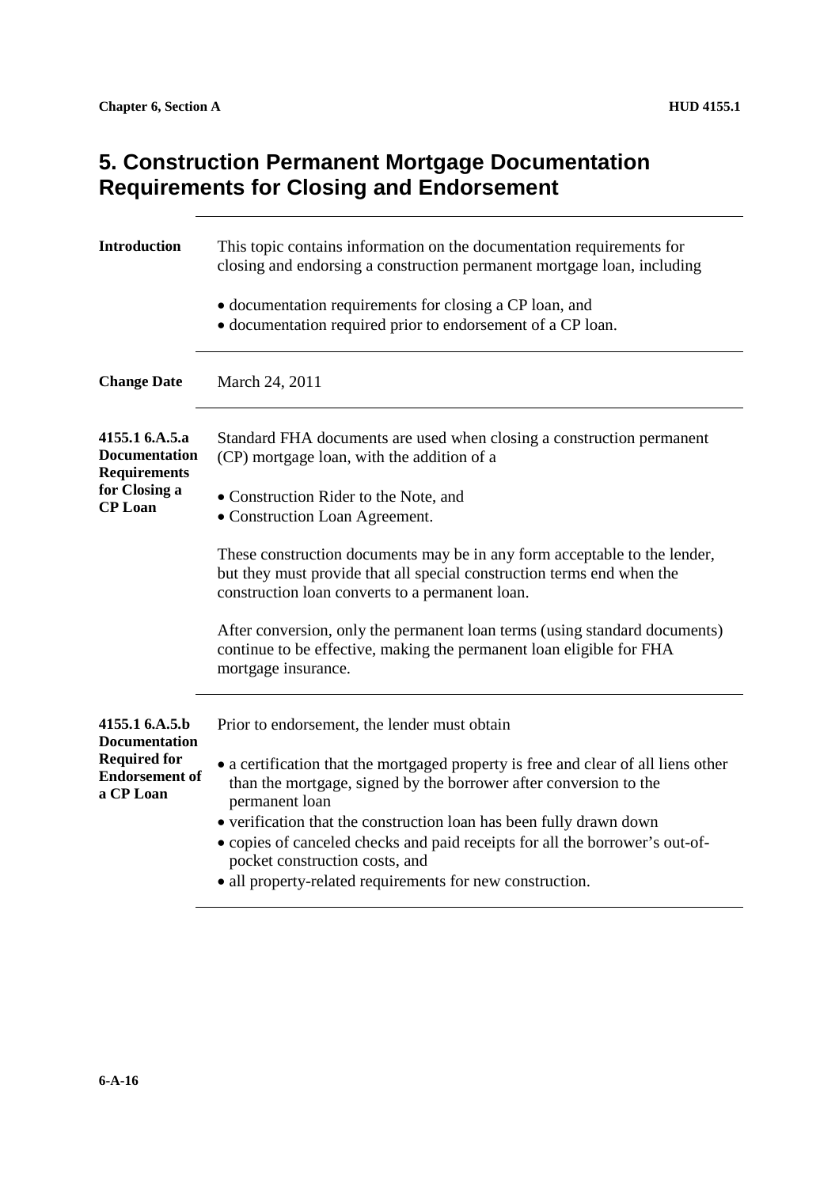# 5. Construction Permanent Mortgage Documentation Requirements for Closing and Endorsement

**Introduction**

This topic contains information on the documentation requirements for closing and endorsing a construction permanent mortgage loan, including

- documentation requirements for closing a CP loan, and
- documentation required prior to endorsement of a CP loan.

**Change Date**

March 24, 2011

**4155.1 6.A.5.a Documentation Requirements for Closing a CP Loan**

Standard FHA documents are used when closing a construction permanent (CP) mortgage loan, with the addition of a

- Construction Rider to the Note, and
- Construction Loan Agreement.

These construction documents may be in any form acceptable to the lender, but they must provide that all special construction terms end when the construction loan converts to a permanent loan.

After conversion, only the permanent loan terms (using standard documents) continue to be effective, making the permanent loan eligible for FHA mortgage insurance.

**4155.1 6.A.5.b Documentation Required for Endorsement of a CP Loan**

Prior to endorsement, the lender must obtain

- a certification that the mortgaged property is free and clear of all liens other than the mortgage, signed by the borrower after conversion to the permanent loan
- verification that the construction loan has been fully drawn down
- copies of canceled checks and paid receipts for all the borrower's out-of-pocket construction costs, and
- all property-related requirements for new construction.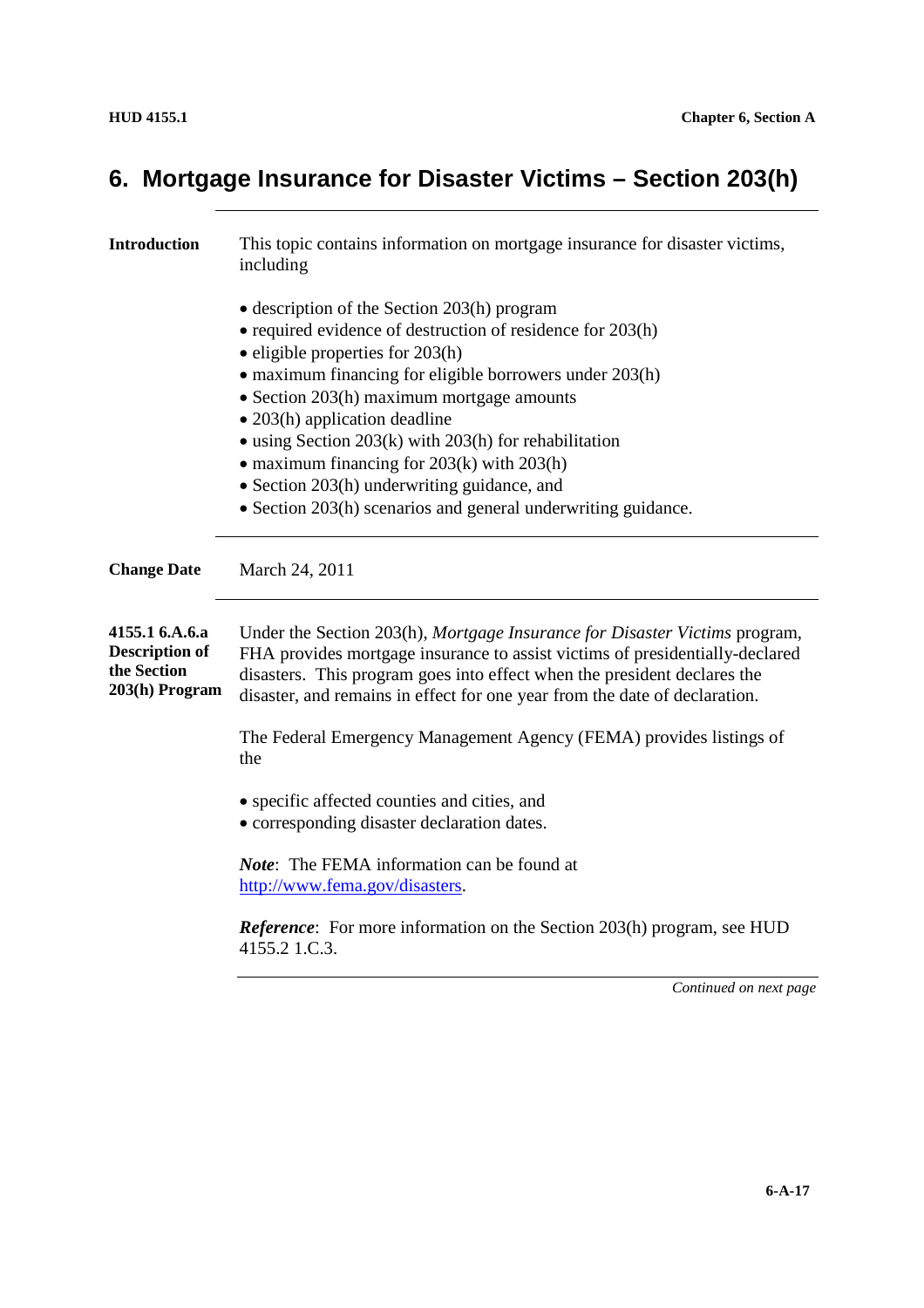# 6. Mortgage Insurance for Disaster Victims – Section 203(h)

**Introduction**

This topic contains information on mortgage insurance for disaster victims, including

- description of the Section 203(h) program
- required evidence of destruction of residence for 203(h)
- eligible properties for 203(h)
- maximum financing for eligible borrowers under 203(h)
- Section 203(h) maximum mortgage amounts
- 203(h) application deadline
- using Section 203(k) with 203(h) for rehabilitation
- maximum financing for 203(k) with 203(h)
- Section 203(h) underwriting guidance, and
- Section 203(h) scenarios and general underwriting guidance.

**Change Date**

March 24, 2011

**4155.1 6.A.6.a Description of the Section 203(h) Program**

Under the Section 203(h), *Mortgage Insurance for Disaster Victims* program, FHA provides mortgage insurance to assist victims of presidentially-declared disasters. This program goes into effect when the president declares the disaster, and remains in effect for one year from the date of declaration.

The Federal Emergency Management Agency (FEMA) provides listings of the

- specific affected counties and cities, and
- corresponding disaster declaration dates.

***Note***: The FEMA information can be found at [http://www.fema.gov/disasters](http://www.fema.gov/disasters).

***Reference***: For more information on the Section 203(h) program, see HUD 4155.2 1.C.3.

*Continued on next page*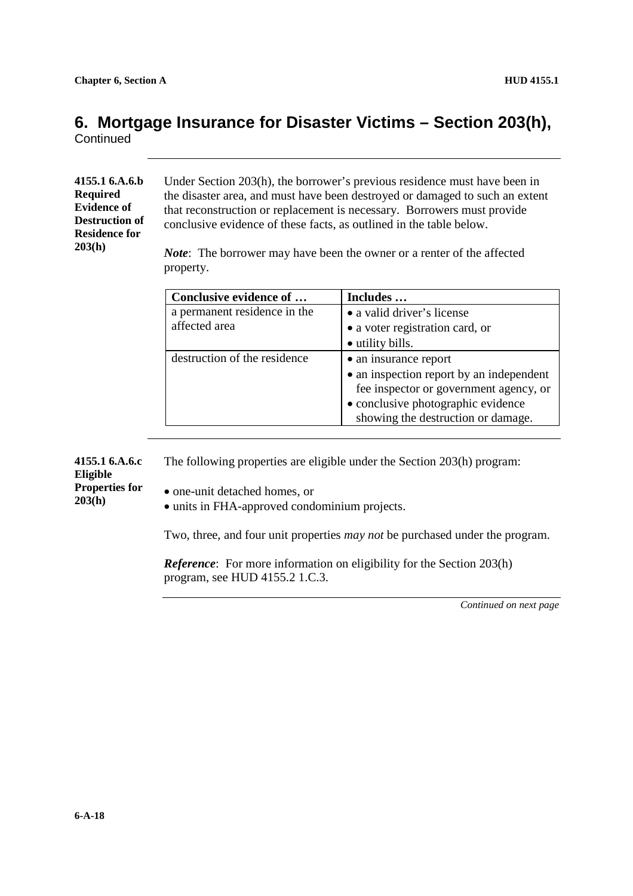# 6. Mortgage Insurance for Disaster Victims – Section 203(h), Continued

**4155.1 6.A.6.b Required Evidence of Destruction of Residence for 203(h)**

Under Section 203(h), the borrower's previous residence must have been in the disaster area, and must have been destroyed or damaged to such an extent that reconstruction or replacement is necessary. Borrowers must provide conclusive evidence of these facts, as outlined in the table below.

***Note***: The borrower may have been the owner or a renter of the affected property.

| Conclusive evidence of … | Includes … |
| --- | --- |
| a permanent residence in the affected area | • a valid driver's license<br>• a voter registration card, or<br>• utility bills. |
| destruction of the residence | • an insurance report<br>• an inspection report by an independent fee inspector or government agency, or<br>• conclusive photographic evidence showing the destruction or damage. |

**4155.1 6.A.6.c Eligible Properties for 203(h)**

The following properties are eligible under the Section 203(h) program:

- one-unit detached homes, or
- units in FHA-approved condominium projects.

Two, three, and four unit properties *may not* be purchased under the program.

***Reference***: For more information on eligibility for the Section 203(h) program, see HUD 4155.2 1.C.3.

*Continued on next page*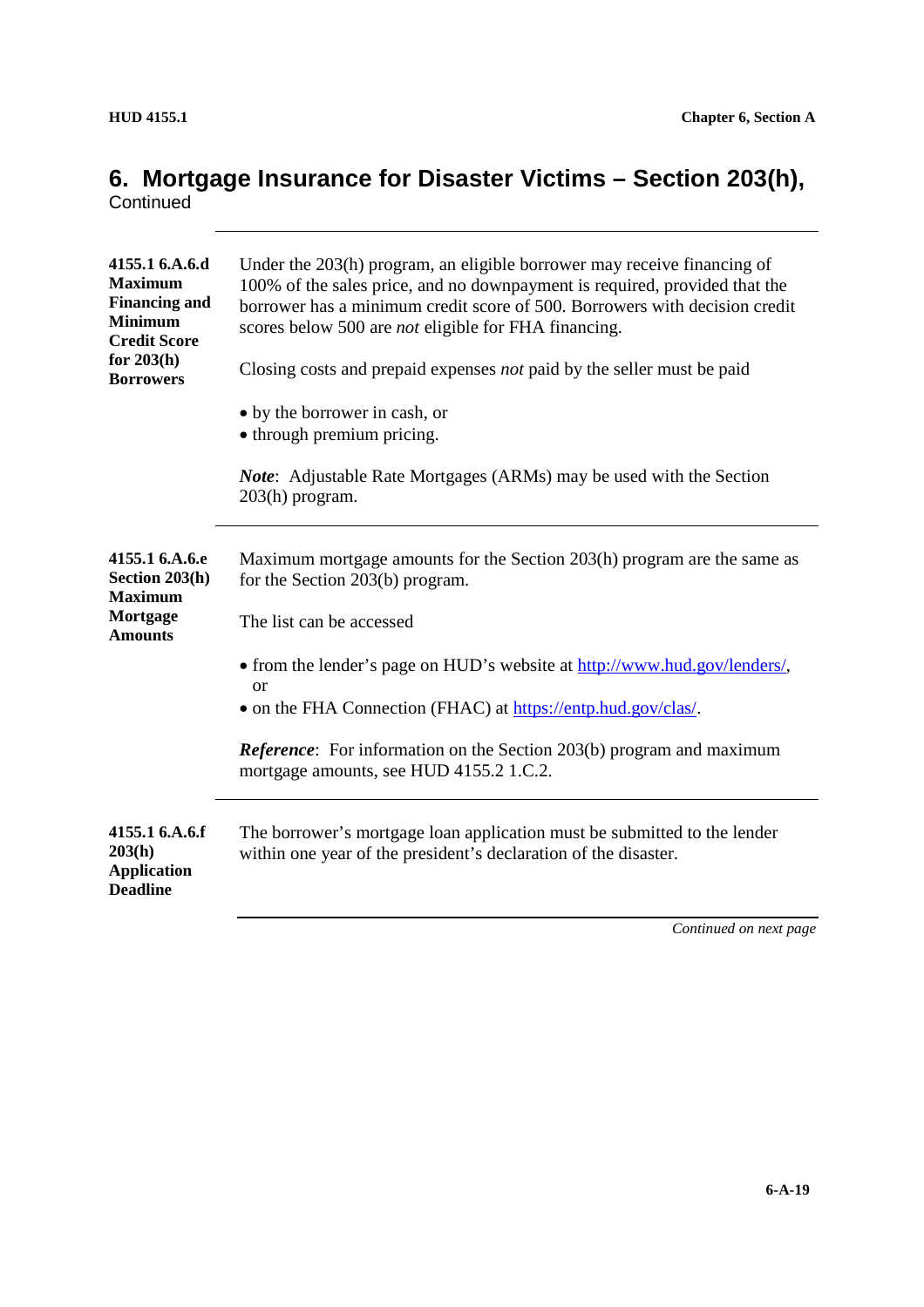## 6. Mortgage Insurance for Disaster Victims – Section 203(h), Continued

---

**4155.1 6.A.6.d Maximum Financing and Minimum Credit Score for 203(h) Borrowers**

Under the 203(h) program, an eligible borrower may receive financing of 100% of the sales price, and no downpayment is required, provided that the borrower has a minimum credit score of 500. Borrowers with decision credit scores below 500 are *not* eligible for FHA financing.

Closing costs and prepaid expenses *not* paid by the seller must be paid

- by the borrower in cash, or
- through premium pricing.

***Note***: Adjustable Rate Mortgages (ARMs) may be used with the Section 203(h) program.

---

**4155.1 6.A.6.e Section 203(h) Maximum Mortgage Amounts**

Maximum mortgage amounts for the Section 203(h) program are the same as for the Section 203(b) program.

The list can be accessed

- from the lender's page on HUD's website at http://www.hud.gov/lenders/, or
- on the FHA Connection (FHAC) at https://entp.hud.gov/clas/.

***Reference***: For information on the Section 203(b) program and maximum mortgage amounts, see HUD 4155.2 1.C.2.

---

**4155.1 6.A.6.f 203(h) Application Deadline**

The borrower's mortgage loan application must be submitted to the lender within one year of the president's declaration of the disaster.

---

*Continued on next page*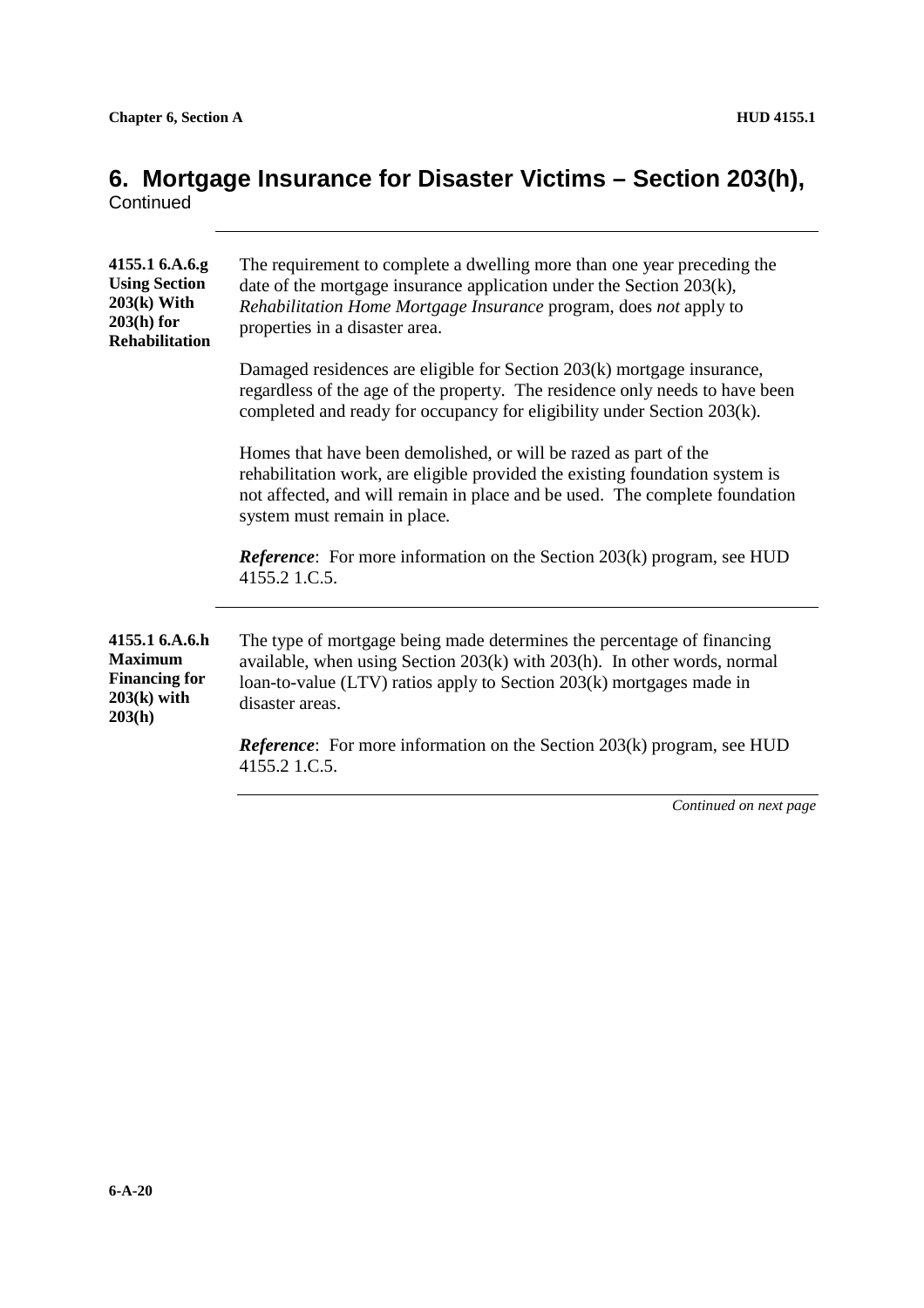## 6. Mortgage Insurance for Disaster Victims – Section 203(h), Continued

**4155.1 6.A.6.g Using Section 203(k) With 203(h) for Rehabilitation**

The requirement to complete a dwelling more than one year preceding the date of the mortgage insurance application under the Section 203(k), *Rehabilitation Home Mortgage Insurance* program, does *not* apply to properties in a disaster area.

Damaged residences are eligible for Section 203(k) mortgage insurance, regardless of the age of the property. The residence only needs to have been completed and ready for occupancy for eligibility under Section 203(k).

Homes that have been demolished, or will be razed as part of the rehabilitation work, are eligible provided the existing foundation system is not affected, and will remain in place and be used. The complete foundation system must remain in place.

***Reference***: For more information on the Section 203(k) program, see HUD 4155.2 1.C.5.

**4155.1 6.A.6.h Maximum Financing for 203(k) with 203(h)**

The type of mortgage being made determines the percentage of financing available, when using Section 203(k) with 203(h). In other words, normal loan-to-value (LTV) ratios apply to Section 203(k) mortgages made in disaster areas.

***Reference***: For more information on the Section 203(k) program, see HUD 4155.2 1.C.5.

*Continued on next page*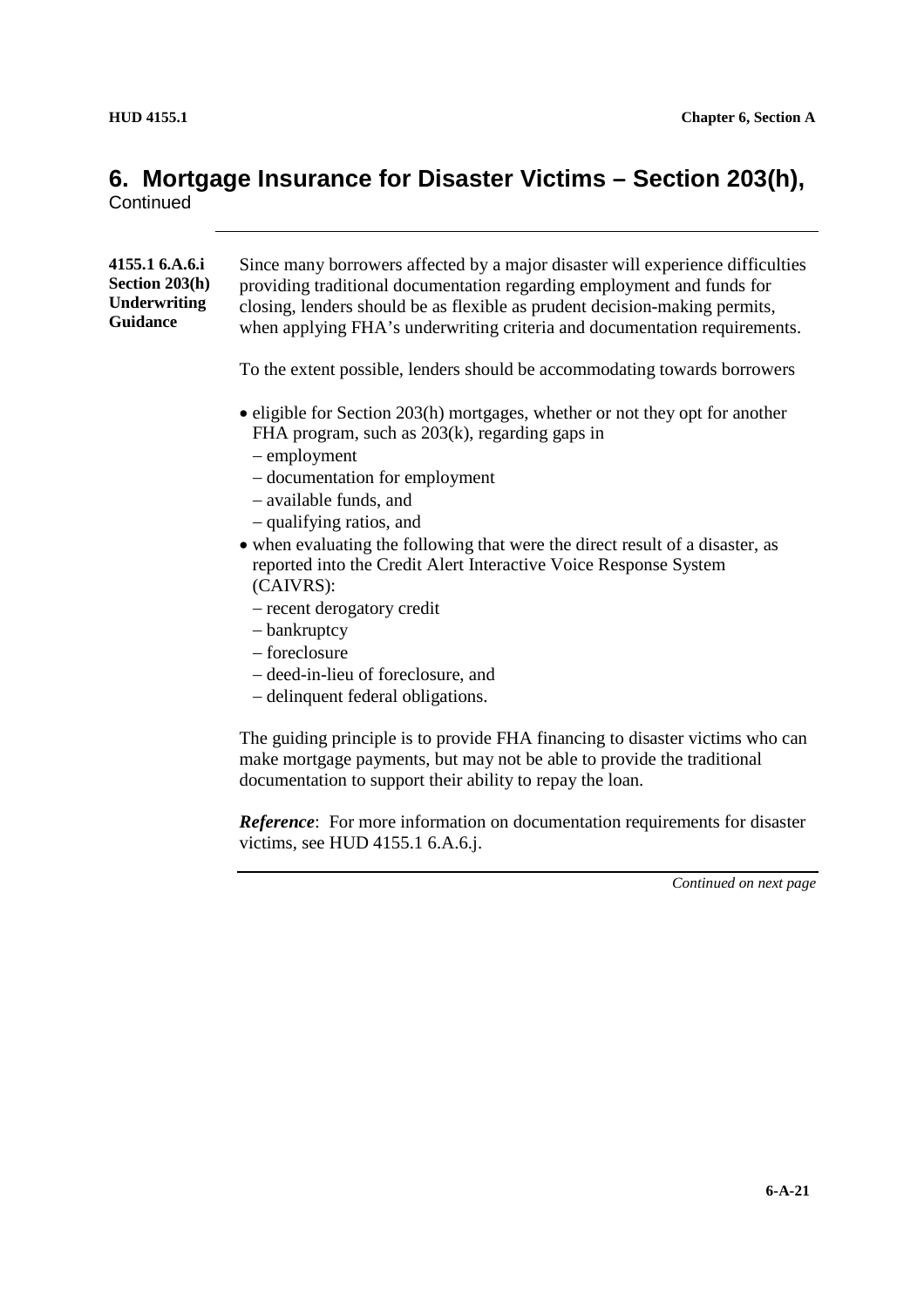# 6. Mortgage Insurance for Disaster Victims – Section 203(h), Continued

**4155.1 6.A.6.i Section 203(h) Underwriting Guidance**

Since many borrowers affected by a major disaster will experience difficulties providing traditional documentation regarding employment and funds for closing, lenders should be as flexible as prudent decision-making permits, when applying FHA's underwriting criteria and documentation requirements.

To the extent possible, lenders should be accommodating towards borrowers

- eligible for Section 203(h) mortgages, whether or not they opt for another FHA program, such as 203(k), regarding gaps in
  - employment
  - documentation for employment
  - available funds, and
  - qualifying ratios, and
- when evaluating the following that were the direct result of a disaster, as reported into the Credit Alert Interactive Voice Response System (CAIVRS):
  - recent derogatory credit
  - bankruptcy
  - foreclosure
  - deed-in-lieu of foreclosure, and
  - delinquent federal obligations.

The guiding principle is to provide FHA financing to disaster victims who can make mortgage payments, but may not be able to provide the traditional documentation to support their ability to repay the loan.

***Reference***: For more information on documentation requirements for disaster victims, see HUD 4155.1 6.A.6.j.

*Continued on next page*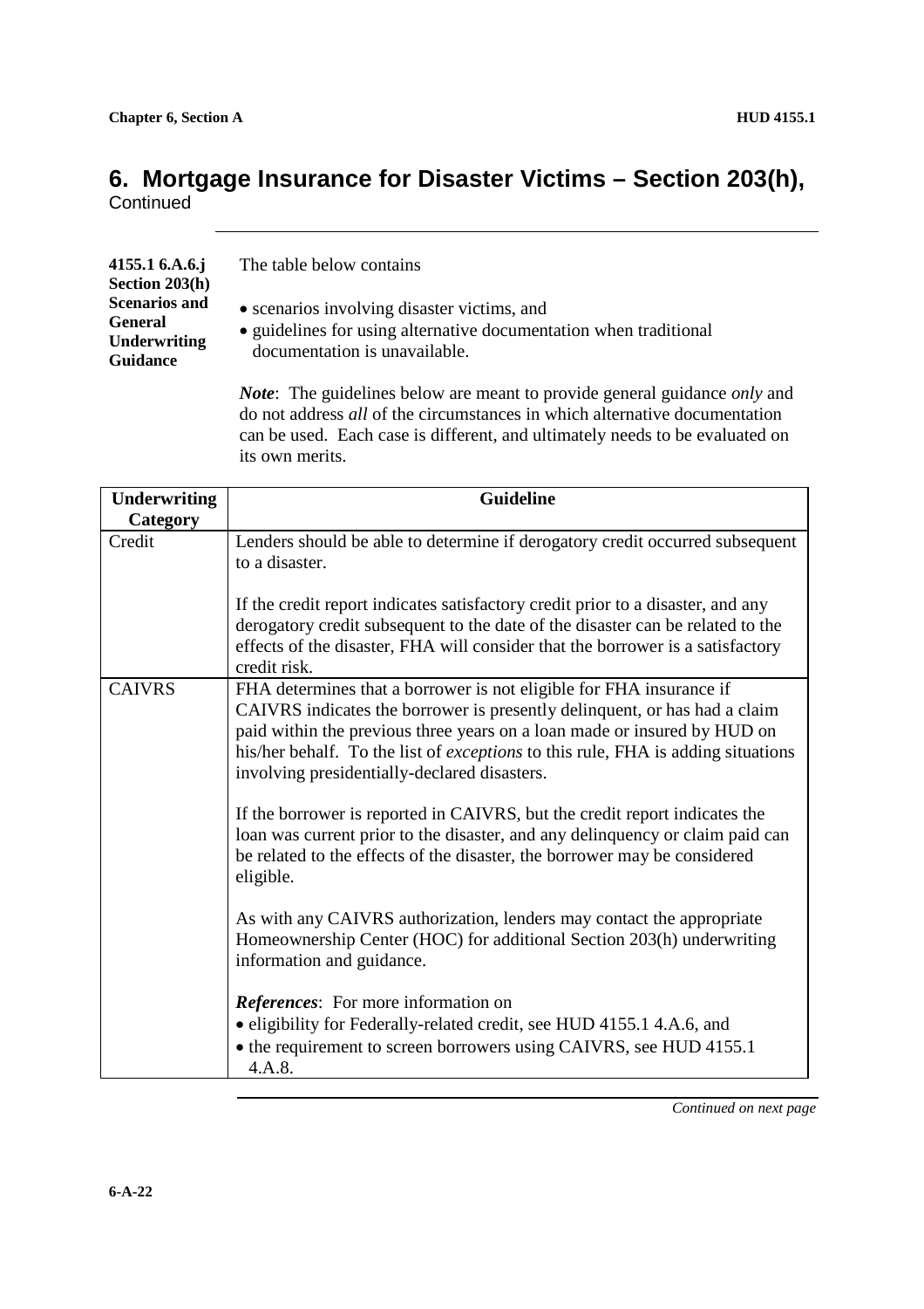# 6. Mortgage Insurance for Disaster Victims – Section 203(h), Continued

**4155.1 6.A.6.j Section 203(h) Scenarios and General Underwriting Guidance**

The table below contains

- scenarios involving disaster victims, and
- guidelines for using alternative documentation when traditional documentation is unavailable.

*Note*: The guidelines below are meant to provide general guidance *only* and do not address *all* of the circumstances in which alternative documentation can be used. Each case is different, and ultimately needs to be evaluated on its own merits.

| Underwriting Category | Guideline |
|---|---|
| Credit | Lenders should be able to determine if derogatory credit occurred subsequent to a disaster.<br><br>If the credit report indicates satisfactory credit prior to a disaster, and any derogatory credit subsequent to the date of the disaster can be related to the effects of the disaster, FHA will consider that the borrower is a satisfactory credit risk. |
| CAIVRS | FHA determines that a borrower is not eligible for FHA insurance if CAIVRS indicates the borrower is presently delinquent, or has had a claim paid within the previous three years on a loan made or insured by HUD on his/her behalf. To the list of *exceptions* to this rule, FHA is adding situations involving presidentially-declared disasters.<br><br>If the borrower is reported in CAIVRS, but the credit report indicates the loan was current prior to the disaster, and any delinquency or claim paid can be related to the effects of the disaster, the borrower may be considered eligible.<br><br>As with any CAIVRS authorization, lenders may contact the appropriate Homeownership Center (HOC) for additional Section 203(h) underwriting information and guidance.<br><br>***References***: For more information on<br>• eligibility for Federally-related credit, see HUD 4155.1 4.A.6, and<br>• the requirement to screen borrowers using CAIVRS, see HUD 4155.1 4.A.8. |

*Continued on next page*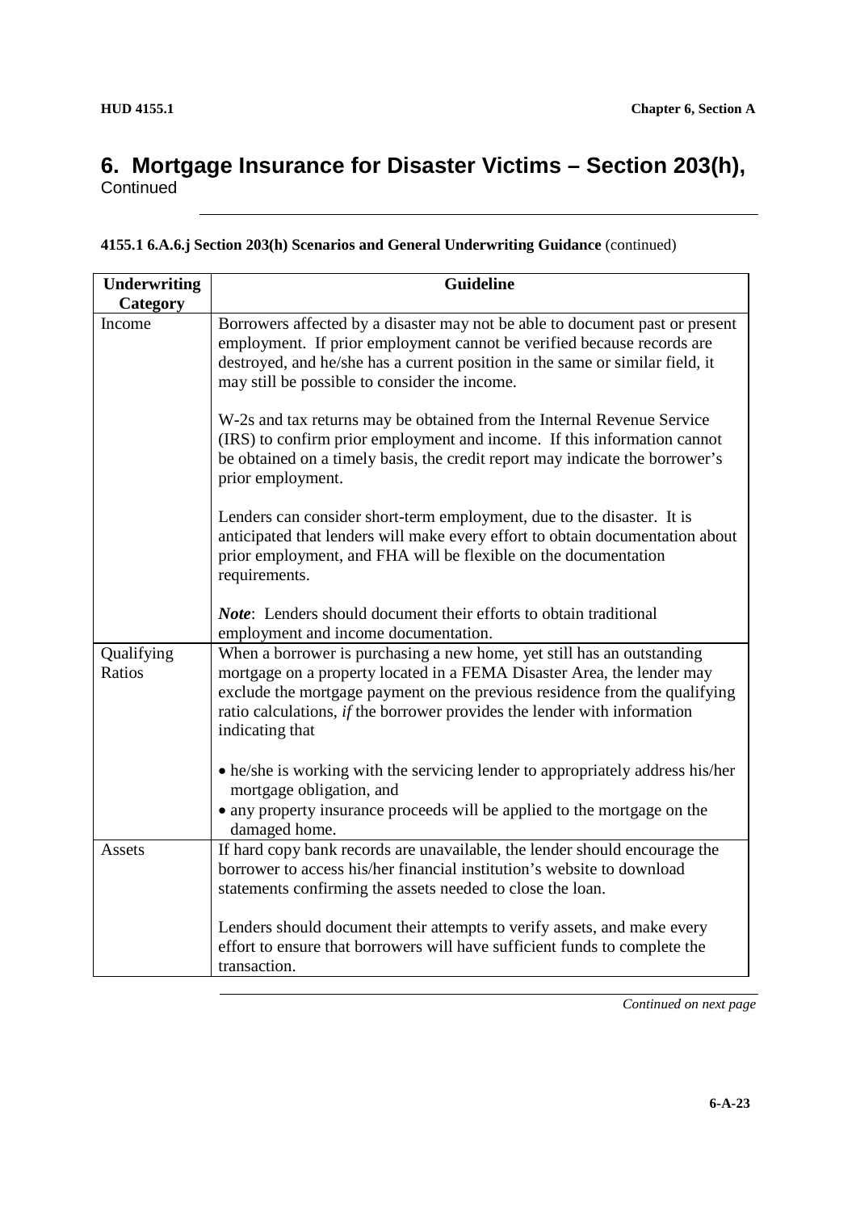# 6. Mortgage Insurance for Disaster Victims – Section 203(h), Continued

**4155.1 6.A.6.j Section 203(h) Scenarios and General Underwriting Guidance** (continued)

| Underwriting Category | Guideline |
|---|---|
| Income | Borrowers affected by a disaster may not be able to document past or present employment. If prior employment cannot be verified because records are destroyed, and he/she has a current position in the same or similar field, it may still be possible to consider the income.<br><br>W-2s and tax returns may be obtained from the Internal Revenue Service (IRS) to confirm prior employment and income. If this information cannot be obtained on a timely basis, the credit report may indicate the borrower's prior employment.<br><br>Lenders can consider short-term employment, due to the disaster. It is anticipated that lenders will make every effort to obtain documentation about prior employment, and FHA will be flexible on the documentation requirements.<br><br>***Note***: Lenders should document their efforts to obtain traditional employment and income documentation. |
| Qualifying Ratios | When a borrower is purchasing a new home, yet still has an outstanding mortgage on a property located in a FEMA Disaster Area, the lender may exclude the mortgage payment on the previous residence from the qualifying ratio calculations, *if* the borrower provides the lender with information indicating that<br><br>• he/she is working with the servicing lender to appropriately address his/her mortgage obligation, and<br>• any property insurance proceeds will be applied to the mortgage on the damaged home. |
| Assets | If hard copy bank records are unavailable, the lender should encourage the borrower to access his/her financial institution's website to download statements confirming the assets needed to close the loan.<br><br>Lenders should document their attempts to verify assets, and make every effort to ensure that borrowers will have sufficient funds to complete the transaction. |

*Continued on next page*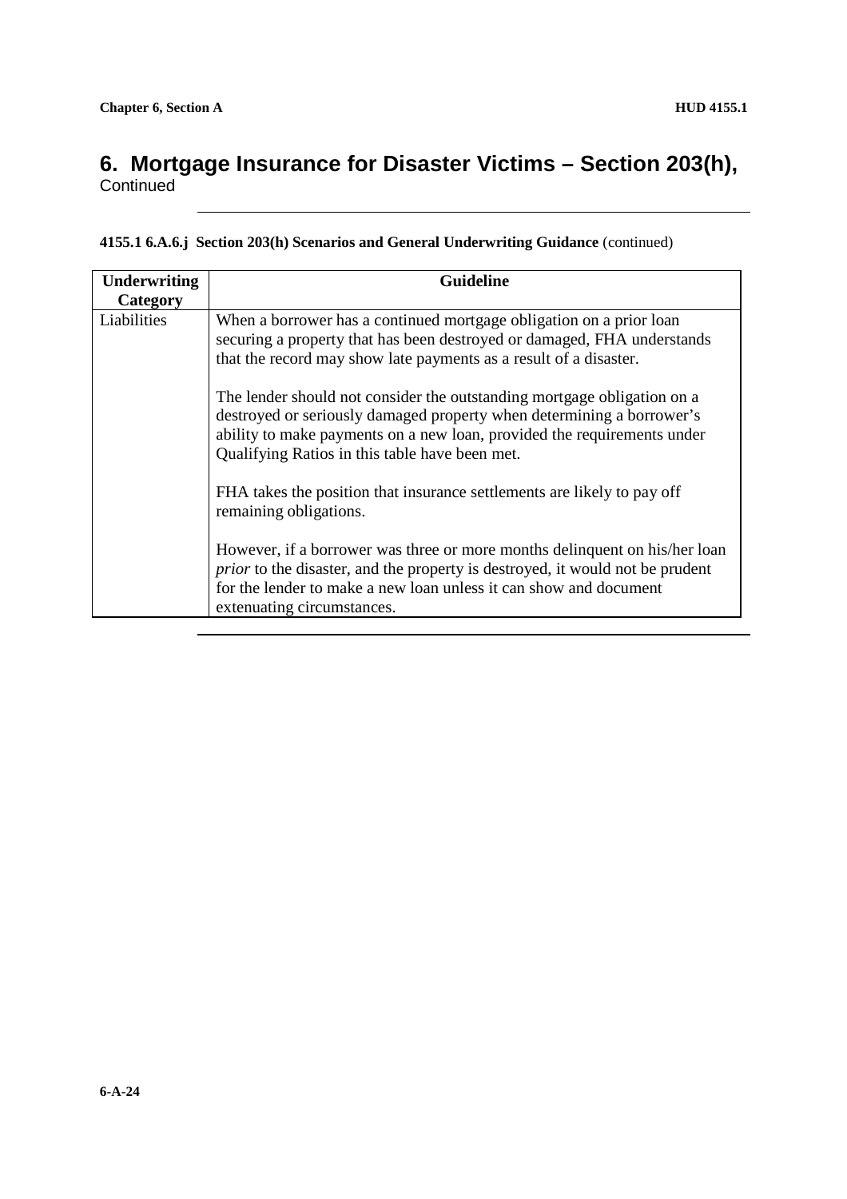# 6. Mortgage Insurance for Disaster Victims – Section 203(h), Continued

**4155.1 6.A.6.j Section 203(h) Scenarios and General Underwriting Guidance** (continued)

| Underwriting Category | Guideline |
|---|---|
| Liabilities | When a borrower has a continued mortgage obligation on a prior loan securing a property that has been destroyed or damaged, FHA understands that the record may show late payments as a result of a disaster.<br><br>The lender should not consider the outstanding mortgage obligation on a destroyed or seriously damaged property when determining a borrower's ability to make payments on a new loan, provided the requirements under Qualifying Ratios in this table have been met.<br><br>FHA takes the position that insurance settlements are likely to pay off remaining obligations.<br><br>However, if a borrower was three or more months delinquent on his/her loan *prior* to the disaster, and the property is destroyed, it would not be prudent for the lender to make a new loan unless it can show and document extenuating circumstances. |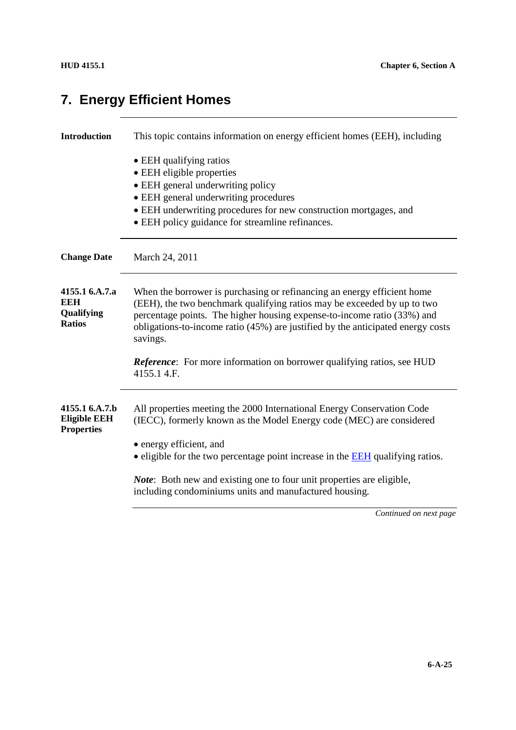# 7. Energy Efficient Homes

**Introduction**

This topic contains information on energy efficient homes (EEH), including

- EEH qualifying ratios
- EEH eligible properties
- EEH general underwriting policy
- EEH general underwriting procedures
- EEH underwriting procedures for new construction mortgages, and
- EEH policy guidance for streamline refinances.

**Change Date**

March 24, 2011

**4155.1 6.A.7.a EEH Qualifying Ratios**

When the borrower is purchasing or refinancing an energy efficient home (EEH), the two benchmark qualifying ratios may be exceeded by up to two percentage points. The higher housing expense-to-income ratio (33%) and obligations-to-income ratio (45%) are justified by the anticipated energy costs savings.

***Reference***: For more information on borrower qualifying ratios, see HUD 4155.1 4.F.

**4155.1 6.A.7.b Eligible EEH Properties**

All properties meeting the 2000 International Energy Conservation Code (IECC), formerly known as the Model Energy code (MEC) are considered

- energy efficient, and
- eligible for the two percentage point increase in the EEH qualifying ratios.

***Note***: Both new and existing one to four unit properties are eligible, including condominiums units and manufactured housing.

*Continued on next page*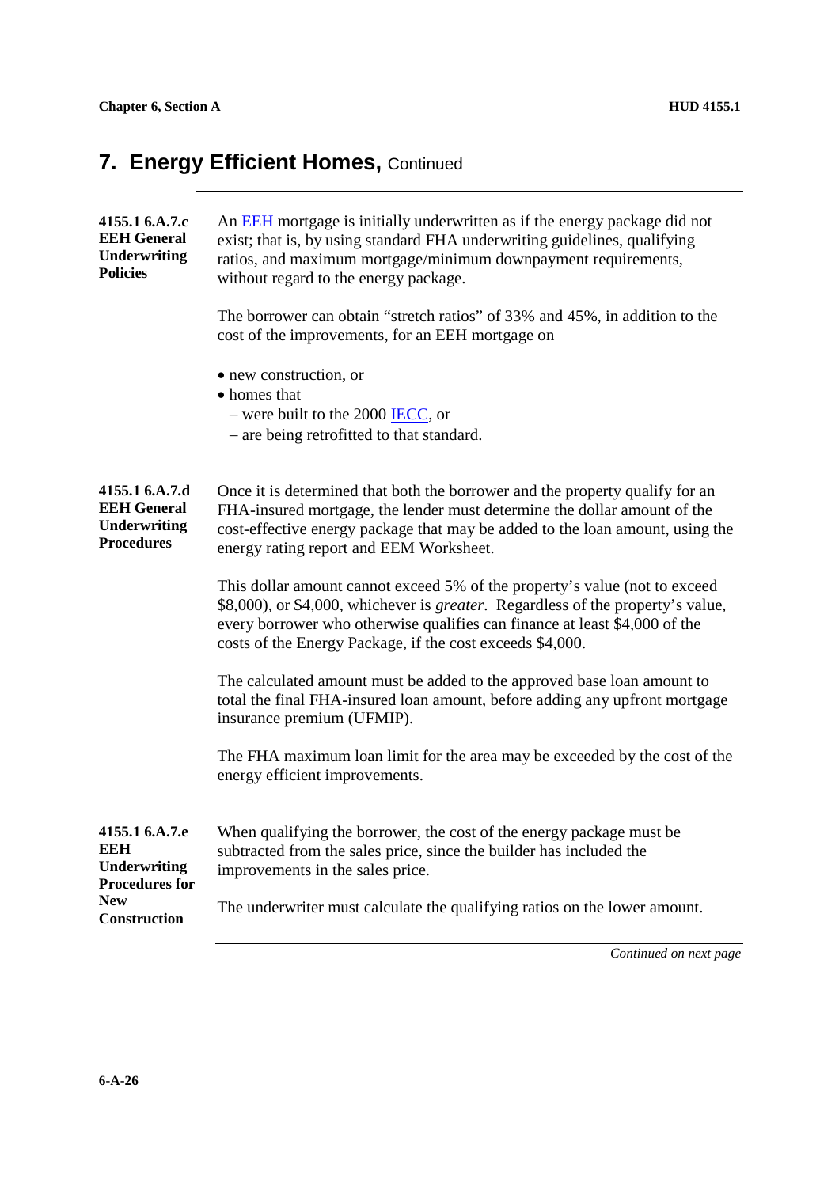## 7. Energy Efficient Homes, Continued

**4155.1 6.A.7.c EEH General Underwriting Policies**

An EEH mortgage is initially underwritten as if the energy package did not exist; that is, by using standard FHA underwriting guidelines, qualifying ratios, and maximum mortgage/minimum downpayment requirements, without regard to the energy package.

The borrower can obtain "stretch ratios" of 33% and 45%, in addition to the cost of the improvements, for an EEH mortgage on

- new construction, or
- homes that
  - were built to the 2000 IECC, or
  - are being retrofitted to that standard.

**4155.1 6.A.7.d EEH General Underwriting Procedures**

Once it is determined that both the borrower and the property qualify for an FHA-insured mortgage, the lender must determine the dollar amount of the cost-effective energy package that may be added to the loan amount, using the energy rating report and EEM Worksheet.

This dollar amount cannot exceed 5% of the property's value (not to exceed $8,000), or $4,000, whichever is *greater*. Regardless of the property's value, every borrower who otherwise qualifies can finance at least $4,000 of the costs of the Energy Package, if the cost exceeds $4,000.

The calculated amount must be added to the approved base loan amount to total the final FHA-insured loan amount, before adding any upfront mortgage insurance premium (UFMIP).

The FHA maximum loan limit for the area may be exceeded by the cost of the energy efficient improvements.

**4155.1 6.A.7.e EEH Underwriting Procedures for New Construction**

When qualifying the borrower, the cost of the energy package must be subtracted from the sales price, since the builder has included the improvements in the sales price.

The underwriter must calculate the qualifying ratios on the lower amount.

*Continued on next page*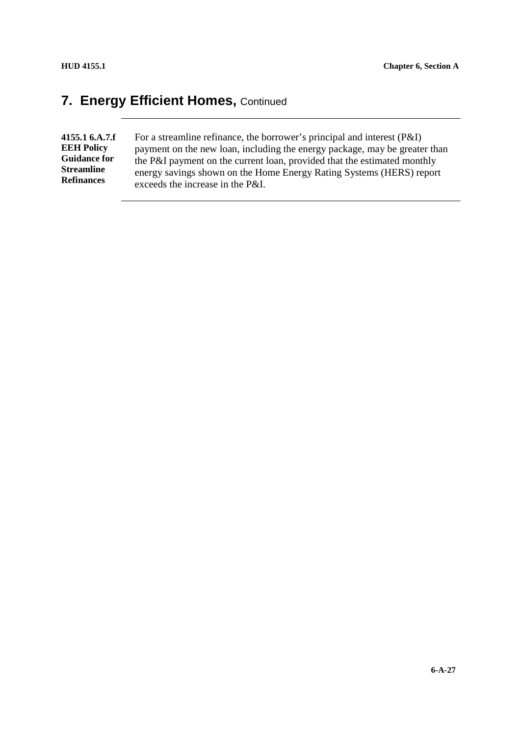## 7. Energy Efficient Homes, Continued

**4155.1 6.A.7.f EEH Policy Guidance for Streamline Refinances**

For a streamline refinance, the borrower's principal and interest (P&I) payment on the new loan, including the energy package, may be greater than the P&I payment on the current loan, provided that the estimated monthly energy savings shown on the Home Energy Rating Systems (HERS) report exceeds the increase in the P&I.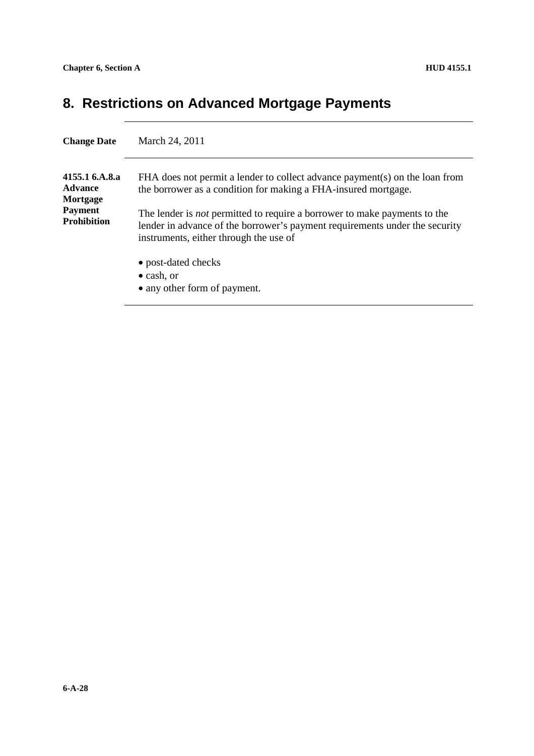## 8. Restrictions on Advanced Mortgage Payments

**Change Date** March 24, 2011

**4155.1 6.A.8.a Advance Mortgage Payment Prohibition**

FHA does not permit a lender to collect advance payment(s) on the loan from the borrower as a condition for making a FHA-insured mortgage.

The lender is *not* permitted to require a borrower to make payments to the lender in advance of the borrower's payment requirements under the security instruments, either through the use of

- post-dated checks
- cash, or
- any other form of payment.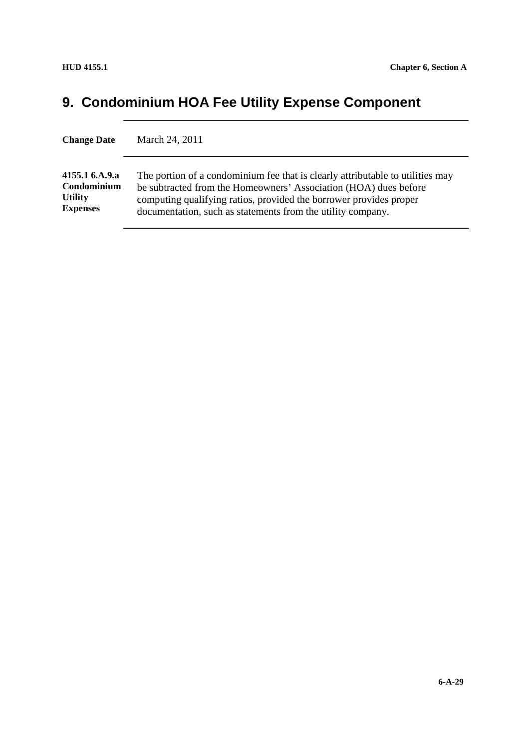## 9. Condominium HOA Fee Utility Expense Component

| | |
|---|---|
| **Change Date** | March 24, 2011 |
| **4155.1 6.A.9.a Condominium Utility Expenses** | The portion of a condominium fee that is clearly attributable to utilities may be subtracted from the Homeowners' Association (HOA) dues before computing qualifying ratios, provided the borrower provides proper documentation, such as statements from the utility company. |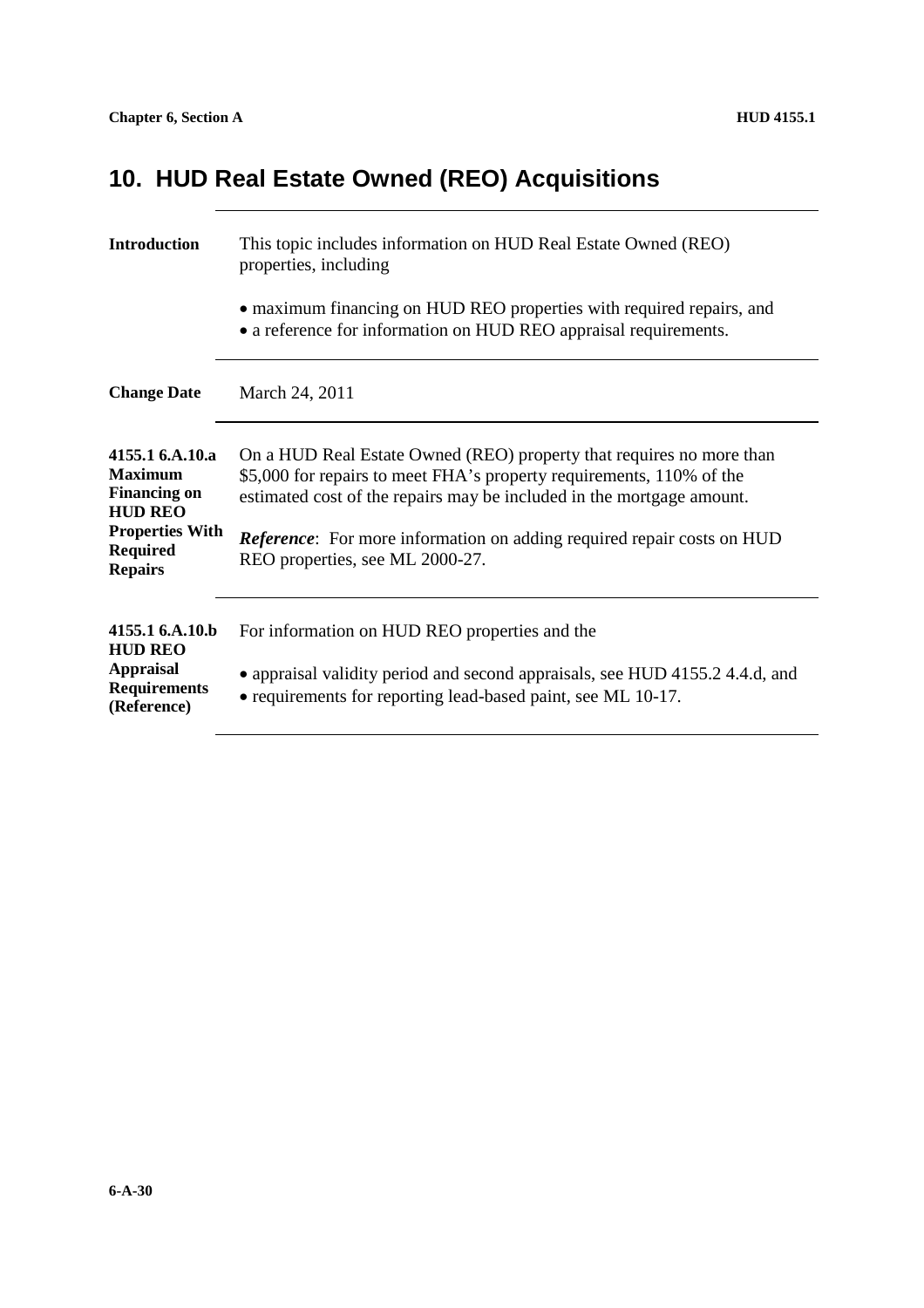## 10. HUD Real Estate Owned (REO) Acquisitions

**Introduction**

This topic includes information on HUD Real Estate Owned (REO) properties, including

- maximum financing on HUD REO properties with required repairs, and
- a reference for information on HUD REO appraisal requirements.

**Change Date**

March 24, 2011

**4155.1 6.A.10.a Maximum Financing on HUD REO Properties With Required Repairs**

On a HUD Real Estate Owned (REO) property that requires no more than $5,000 for repairs to meet FHA's property requirements, 110% of the estimated cost of the repairs may be included in the mortgage amount.

***Reference***: For more information on adding required repair costs on HUD REO properties, see ML 2000-27.

**4155.1 6.A.10.b HUD REO Appraisal Requirements (Reference)**

For information on HUD REO properties and the

- appraisal validity period and second appraisals, see HUD 4155.2 4.4.d, and
- requirements for reporting lead-based paint, see ML 10-17.